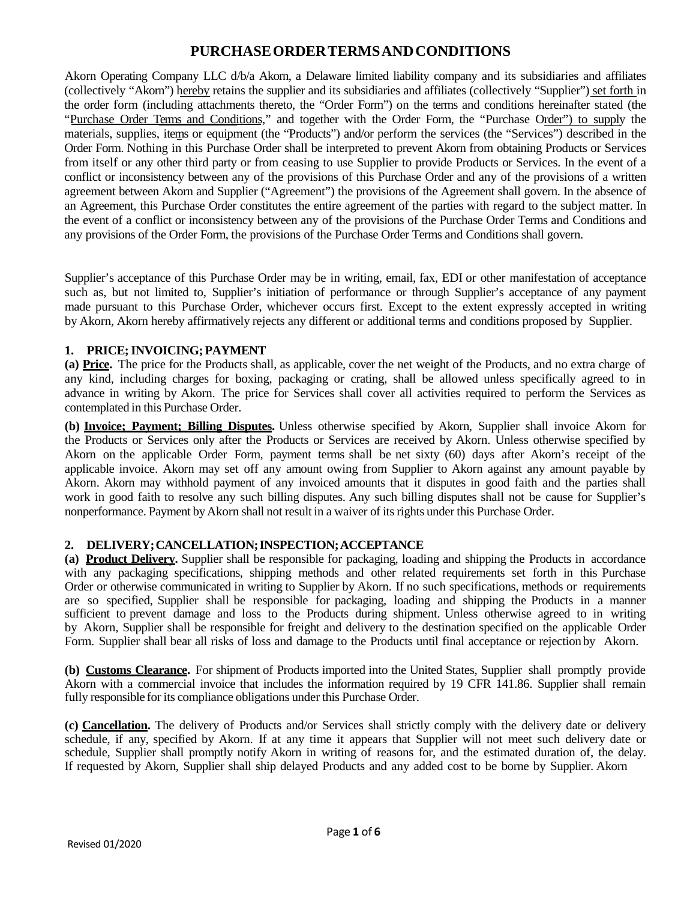# PURCHASE ORDER TERMS AND CONDITIONS

Akorn Operating Company LLC d/b/a Akorn, a Delaware limited liability company and its subsidiaries and affiliates (collectively "Akorn") hereby retains the supplier and its subsidiaries and affiliates (collectively "Supplier") set forth in the order form (including attachments thereto, the "Order Form") on the terms and conditions hereinafter stated (the "Purchase Order Terms and Conditions," and together with the Order Form, the "Purchase Order") to supply the materials, supplies, items or equipment (the "Products") and/or perform the services (the "Services") described in the Order Form. Nothing in this Purchase Order shall be interpreted to prevent Akorn from obtaining Products or Services from itself or any other third party or from ceasing to use Supplier to provide Products or Services. In the event of a conflict or inconsistency between any of the provisions of this Purchase Order and any of the provisions of a written agreement between Akorn and Supplier ("Agreement") the provisions of the Agreement shall govern. In the absence of an Agreement, this Purchase Order constitutes the entire agreement of the parties with regard to the subject matter. In the event of a conflict or inconsistency between any of the provisions of the Purchase Order Terms and Conditions and any provisions of the Order Form, the provisions of the Purchase Order Terms and Conditions shall govern.

Supplier's acceptance of this Purchase Order may be in writing, email, fax, EDI or other manifestation of acceptance such as, but not limited to, Supplier's initiation of performance or through Supplier's acceptance of any payment made pursuant to this Purchase Order, whichever occurs first. Except to the extent expressly accepted in writing by Akorn, Akorn hereby affirmatively rejects any different or additional terms and conditions proposed by Supplier.

### 1. PRICE; INVOICING; PAYMENT

**(a) Price.** The price for the Products shall, as applicable, cover the net weight of the Products, and no extra charge of any kind, including charges for boxing, packaging or crating, shall be allowed unless specifically agreed to in advance in writing by Akorn. The price for Services shall cover all activities required to perform the Services as contemplated in this Purchase Order.

**(b) Invoice; Payment; Billing Disputes.** Unless otherwise specified by Akorn, Supplier shall invoice Akorn for the Products or Services only after the Products or Services are received by Akorn. Unless otherwise specified by Akorn on the applicable Order Form, payment terms shall be net sixty (60) days after Akorn's receipt of the applicable invoice. Akorn may set off any amount owing from Supplier to Akorn against any amount payable by Akorn. Akorn may withhold payment of any invoiced amounts that it disputes in good faith and the parties shall work in good faith to resolve any such billing disputes. Any such billing disputes shall not be cause for Supplier's nonperformance. Payment by Akorn shall not result in a waiver of its rights under this Purchase Order.

### 2. DELIVERY; CANCELLATION; INSPECTION; ACCEPTANCE

**(a) Product Delivery.** Supplier shall be responsible for packaging, loading and shipping the Products in accordance with any packaging specifications, shipping methods and other related requirements set forth in this Purchase Order or otherwise communicated in writing to Supplier by Akorn. If no such specifications, methods or requirements are so specified, Supplier shall be responsible for packaging, loading and shipping the Products in a manner sufficient to prevent damage and loss to the Products during shipment. Unless otherwise agreed to in writing by Akorn, Supplier shall be responsible for freight and delivery to the destination specified on the applicable Order Form. Supplier shall bear all risks of loss and damage to the Products until final acceptance or rejection by Akorn.

**(b) Customs Clearance.** For shipment of Products imported into the United States, Supplier shall promptly provide Akorn with a commercial invoice that includes the information required by 19 CFR 141.86. Supplier shall remain fully responsible for its compliance obligations under this Purchase Order.

**(c) Cancellation.** The delivery of Products and/or Services shall strictly comply with the delivery date or delivery schedule, if any, specified by Akorn. If at any time it appears that Supplier will not meet such delivery date or schedule, Supplier shall promptly notify Akorn in writing of reasons for, and the estimated duration of, the delay. If requested by Akorn, Supplier shall ship delayed Products and any added cost to be borne by Supplier. Akorn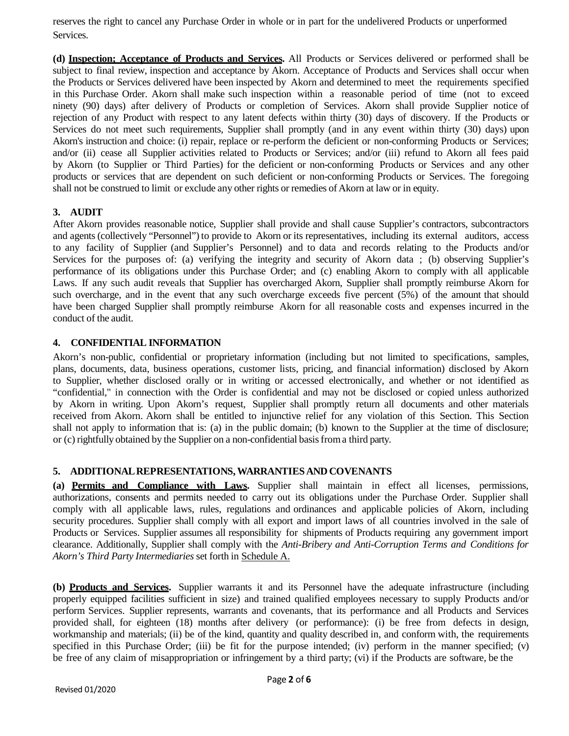reserves the right to cancel any Purchase Order in whole or in part for the undelivered Products or unperformed Services.

**(d) Inspection; Acceptance of Products and Services.** All Products or Services delivered or performed shall be subject to final review, inspection and acceptance by Akorn. Acceptance of Products and Services shall occur when the Products or Services delivered have been inspected by Akorn and determined to meet the requirements specified in this Purchase Order. Akorn shall make such inspection within a reasonable period of time (not to exceed ninety (90) days) after delivery of Products or completion of Services. Akorn shall provide Supplier notice of rejection of any Product with respect to any latent defects within thirty (30) days of discovery. If the Products or Services do not meet such requirements, Supplier shall promptly (and in any event within thirty (30) days) upon Akorn's instruction and choice: (i) repair, replace or re-perform the deficient or non-conforming Products or Services; and/or (ii) cease all Supplier activities related to Products or Services; and/or (iii) refund to Akorn all fees paid by Akorn (to Supplier or Third Parties) for the deficient or non-conforming Products or Services and any other products or services that are dependent on such deficient or non-conforming Products or Services. The foregoing shall not be construed to limit or exclude any other rights or remedies of Akorn at law or in equity.

## 3. AUDIT

After Akorn provides reasonable notice, Supplier shall provide and shall cause Supplier's contractors, subcontractors and agents (collectively "Personnel") to provide to Akorn or its representatives, including its external auditors, access to any facility of Supplier (and Supplier's Personnel) and to data and records relating to the Products and/or Services for the purposes of: (a) verifying the integrity and security of Akorn data ; (b) observing Supplier's performance of its obligations under this Purchase Order; and (c) enabling Akorn to comply with all applicable Laws. If any such audit reveals that Supplier has overcharged Akorn, Supplier shall promptly reimburse Akorn for such overcharge, and in the event that any such overcharge exceeds five percent (5%) of the amount that should have been charged Supplier shall promptly reimburse Akorn for all reasonable costs and expenses incurred in the conduct of the audit.

## 4. CONFIDENTIAL INFORMATION

Akorn's non-public, confidential or proprietary information (including but not limited to specifications, samples, plans, documents, data, business operations, customer lists, pricing, and financial information) disclosed by Akorn to Supplier, whether disclosed orally or in writing or accessed electronically, and whether or not identified as "confidential," in connection with the Order is confidential and may not be disclosed or copied unless authorized by Akorn in writing. Upon Akorn's request, Supplier shall promptly return all documents and other materials received from Akorn. Akorn shall be entitled to injunctive relief for any violation of this Section. This Section shall not apply to information that is: (a) in the public domain; (b) known to the Supplier at the time of disclosure; or (c) rightfully obtained by the Supplier on a non-confidential basis from a third party.

## 5. ADDITIONAL REPRESENTATIONS, WARRANTIES AND COVENANTS

**(a) Permits and Compliance with Laws.** Supplier shall maintain in effect all licenses, permissions, authorizations, consents and permits needed to carry out its obligations under the Purchase Order. Supplier shall comply with all applicable laws, rules, regulations and ordinances and applicable policies of Akorn, including security procedures. Supplier shall comply with all export and import laws of all countries involved in the sale of Products or Services. Supplier assumes all responsibility for shipments of Products requiring any government import clearance. Additionally, Supplier shall comply with the *Anti-Bribery and Anti-Corruption Terms and Conditions for Akorn's Third Party Intermediaries* set forth in Schedule A.

**(b) Products and Services.** Supplier warrants it and its Personnel have the adequate infrastructure (including properly equipped facilities sufficient in size) and trained qualified employees necessary to supply Products and/or perform Services. Supplier represents, warrants and covenants, that its performance and all Products and Services provided shall, for eighteen (18) months after delivery (or performance): (i) be free from defects in design, workmanship and materials; (ii) be of the kind, quantity and quality described in, and conform with, the requirements specified in this Purchase Order; (iii) be fit for the purpose intended; (iv) perform in the manner specified; (v) be free of any claim of misappropriation or infringement by a third party; (vi) if the Products are software, be the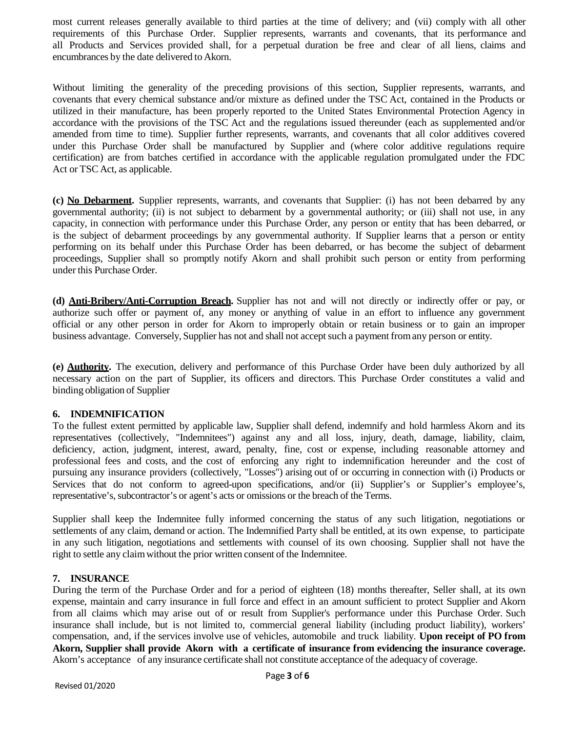most current releases generally available to third parties at the time of delivery; and (vii) comply with all other requirements of this Purchase Order. Supplier represents, warrants and covenants, that its performance and all Products and Services provided shall, for a perpetual duration be free and clear of all liens, claims and encumbrances by the date delivered to Akorn.

Without limiting the generality of the preceding provisions of this section, Supplier represents, warrants, and covenants that every chemical substance and/or mixture as defined under the TSC Act, contained in the Products or utilized in their manufacture, has been properly reported to the United States Environmental Protection Agency in accordance with the provisions of the TSC Act and the regulations issued thereunder (each as supplemented and/or amended from time to time). Supplier further represents, warrants, and covenants that all color additives covered under this Purchase Order shall be manufactured by Supplier and (where color additive regulations require certification) are from batches certified in accordance with the applicable regulation promulgated under the FDC Act or TSC Act, as applicable.

**(c) No Debarment.** Supplier represents, warrants, and covenants that Supplier: (i) has not been debarred by any governmental authority; (ii) is not subject to debarment by a governmental authority; or (iii) shall not use, in any capacity, in connection with performance under this Purchase Order, any person or entity that has been debarred, or is the subject of debarment proceedings by any governmental authority. If Supplier learns that a person or entity performing on its behalf under this Purchase Order has been debarred, or has become the subject of debarment proceedings, Supplier shall so promptly notify Akorn and shall prohibit such person or entity from performing under this Purchase Order.

**(d) Anti-Bribery/Anti-Corruption Breach.** Supplier has not and will not directly or indirectly offer or pay, or authorize such offer or payment of, any money or anything of value in an effort to influence any government official or any other person in order for Akorn to improperly obtain or retain business or to gain an improper business advantage. Conversely, Supplier has not and shall not accept such a payment from any person or entity.

**(e) Authority.** The execution, delivery and performance of this Purchase Order have been duly authorized by all necessary action on the part of Supplier, its officers and directors. This Purchase Order constitutes a valid and binding obligation of Supplier

## 6. INDEMNIFICATION

To the fullest extent permitted by applicable law, Supplier shall defend, indemnify and hold harmless Akorn and its representatives (collectively, "Indemnitees") against any and all loss, injury, death, damage, liability, claim, deficiency, action, judgment, interest, award, penalty, fine, cost or expense, including reasonable attorney and professional fees and costs, and the cost of enforcing any right to indemnification hereunder and the cost of pursuing any insurance providers (collectively, "Losses") arising out of or occurring in connection with (i) Products or Services that do not conform to agreed-upon specifications, and/or (ii) Supplier's or Supplier's employee's, representative's, subcontractor's or agent's acts or omissions or the breach of the Terms.

Supplier shall keep the Indemnitee fully informed concerning the status of any such litigation, negotiations or settlements of any claim, demand or action. The Indemnified Party shall be entitled, at its own expense, to participate in any such litigation, negotiations and settlements with counsel of its own choosing. Supplier shall not have the right to settle any claim without the prior written consent of the Indemnitee.

## 7. INSURANCE

During the term of the Purchase Order and for a period of eighteen (18) months thereafter, Seller shall, at its own expense, maintain and carry insurance in full force and effect in an amount sufficient to protect Supplier and Akorn from all claims which may arise out of or result from Supplier's performance under this Purchase Order. Such insurance shall include, but is not limited to, commercial general liability (including product liability), workers' compensation, and, if the services involve use of vehicles, automobile and truck liability. **Upon receipt of PO from Akorn, Supplier shall provide Akorn with a certificate of insurance from evidencing the insurance coverage.** Akorn's acceptance of any insurance certificate shall not constitute acceptance of the adequacy of coverage.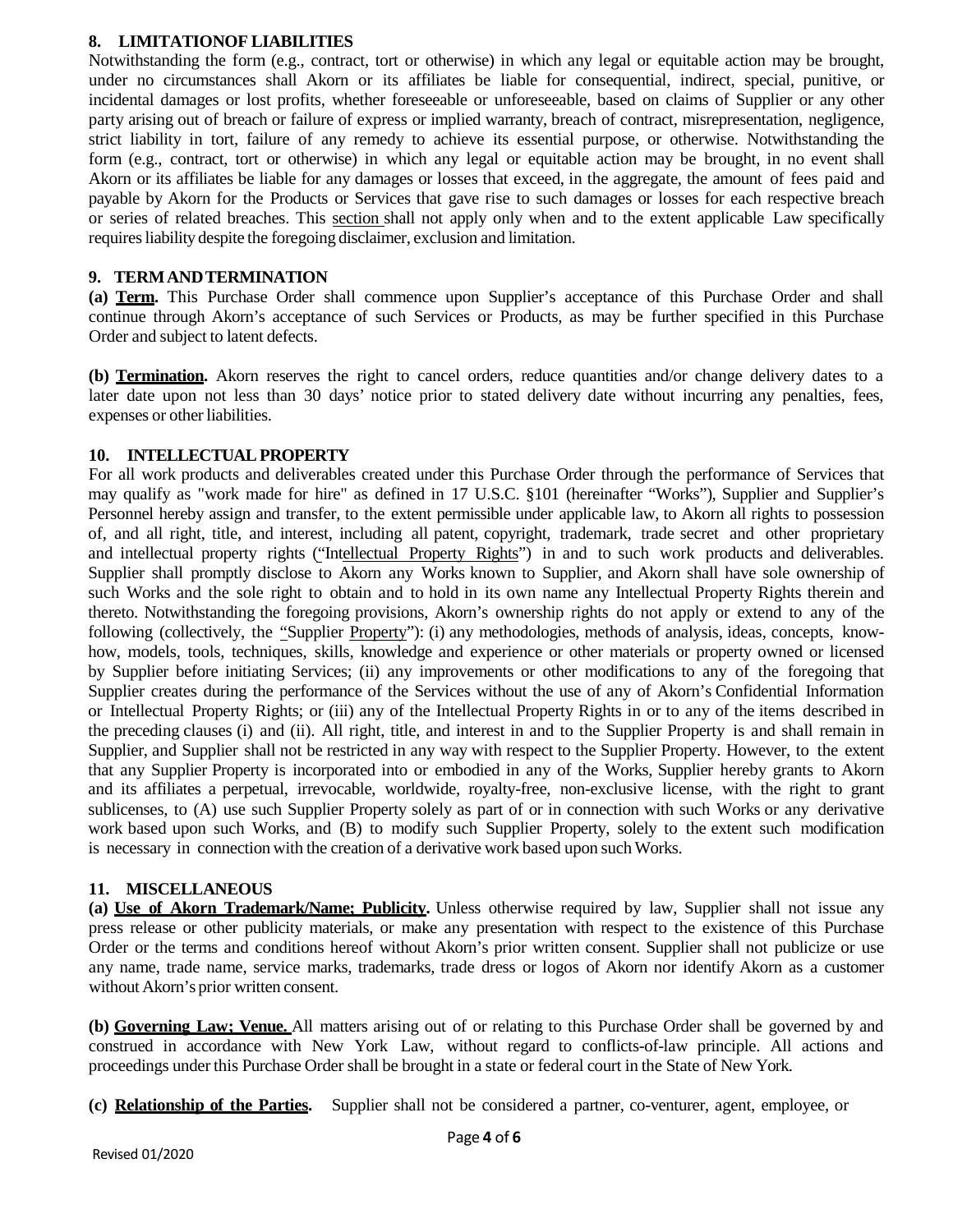## 8. LIMITATIONOF LIABILITIES

Notwithstanding the form (e.g., contract, tort or otherwise) in which any legal or equitable action may be brought, under no circumstances shall Akorn or its affiliates be liable for consequential, indirect, special, punitive, or incidental damages or lost profits, whether foreseeable or unforeseeable, based on claims of Supplier or any other party arising out of breach or failure of express or implied warranty, breach of contract, misrepresentation, negligence, strict liability in tort, failure of any remedy to achieve its essential purpose, or otherwise. Notwithstanding the form (e.g., contract, tort or otherwise) in which any legal or equitable action may be brought, in no event shall Akorn or its affiliates be liable for any damages or losses that exceed, in the aggregate, the amount of fees paid and payable by Akorn for the Products or Services that gave rise to such damages or losses for each respective breach or series of related breaches. This section shall not apply only when and to the extent applicable Law specifically requires liability despite the foregoing disclaimer, exclusion and limitation.

## 9. TERM AND TERMINATION

**(a) Term.** This Purchase Order shall commence upon Supplier's acceptance of this Purchase Order and shall continue through Akorn's acceptance of such Services or Products, as may be further specified in this Purchase Order and subject to latent defects.

**(b) Termination.** Akorn reserves the right to cancel orders, reduce quantities and/or change delivery dates to a later date upon not less than 30 days' notice prior to stated delivery date without incurring any penalties, fees, expenses or other liabilities.

## 10. INTELLECTUAL PROPERTY

For all work products and deliverables created under this Purchase Order through the performance of Services that may qualify as "work made for hire" as defined in 17 U.S.C. §101 (hereinafter "Works"), Supplier and Supplier's Personnel hereby assign and transfer, to the extent permissible under applicable law, to Akorn all rights to possession of, and all right, title, and interest, including all patent, copyright, trademark, trade secret and other proprietary and intellectual property rights ("Intellectual Property Rights") in and to such work products and deliverables. Supplier shall promptly disclose to Akorn any Works known to Supplier, and Akorn shall have sole ownership of such Works and the sole right to obtain and to hold in its own name any Intellectual Property Rights therein and thereto. Notwithstanding the foregoing provisions, Akorn's ownership rights do not apply or extend to any of the following (collectively, the "Supplier Property"): (i) any methodologies, methods of analysis, ideas, concepts, know-how, models, tools, techniques, skills, knowledge and experience or other materials or property owned or licensed by Supplier before initiating Services; (ii) any improvements or other modifications to any of the foregoing that Supplier creates during the performance of the Services without the use of any of Akorn's Confidential Information or Intellectual Property Rights; or (iii) any of the Intellectual Property Rights in or to any of the items described in the preceding clauses (i) and (ii). All right, title, and interest in and to the Supplier Property is and shall remain in Supplier, and Supplier shall not be restricted in any way with respect to the Supplier Property. However, to the extent that any Supplier Property is incorporated into or embodied in any of the Works, Supplier hereby grants to Akorn and its affiliates a perpetual, irrevocable, worldwide, royalty-free, non-exclusive license, with the right to grant sublicenses, to (A) use such Supplier Property solely as part of or in connection with such Works or any derivative work based upon such Works, and (B) to modify such Supplier Property, solely to the extent such modification is necessary in connection with the creation of a derivative work based upon such Works.

## 11. MISCELLANEOUS

**(a) Use of Akorn Trademark/Name; Publicity.** Unless otherwise required by law, Supplier shall not issue any press release or other publicity materials, or make any presentation with respect to the existence of this Purchase Order or the terms and conditions hereof without Akorn's prior written consent. Supplier shall not publicize or use any name, trade name, service marks, trademarks, trade dress or logos of Akorn nor identify Akorn as a customer without Akorn's prior written consent.

**(b) Governing Law; Venue.** All matters arising out of or relating to this Purchase Order shall be governed by and construed in accordance with New York Law, without regard to conflicts-of-law principle. All actions and proceedings under this Purchase Order shall be brought in a state or federal court in the State of New York.

**(c) Relationship of the Parties.** Supplier shall not be considered a partner, co-venturer, agent, employee, or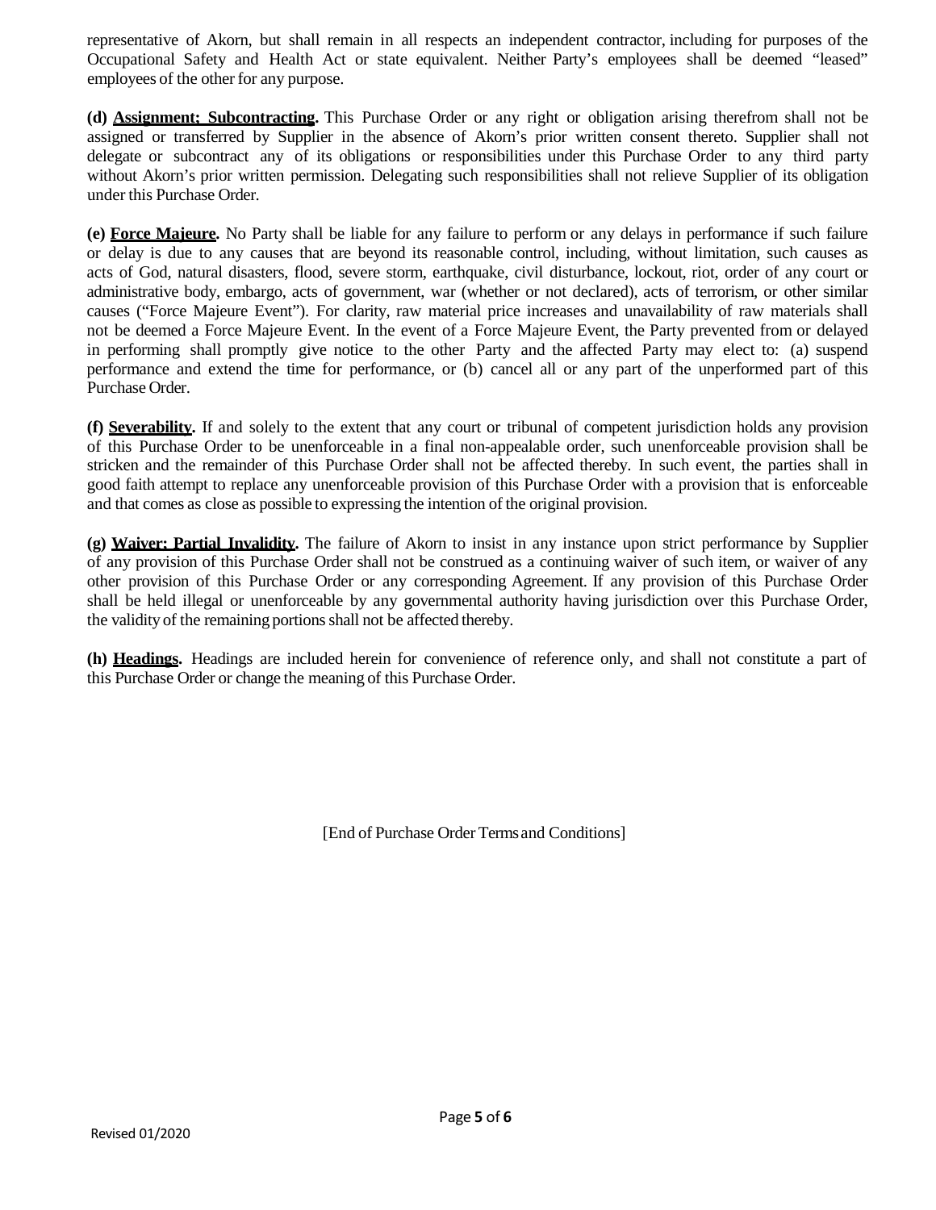representative of Akorn, but shall remain in all respects an independent contractor, including for purposes of the Occupational Safety and Health Act or state equivalent. Neither Party's employees shall be deemed "leased" employees of the other for any purpose.

**(d) Assignment; Subcontracting.** This Purchase Order or any right or obligation arising therefrom shall not be assigned or transferred by Supplier in the absence of Akorn's prior written consent thereto. Supplier shall not delegate or subcontract any of its obligations or responsibilities under this Purchase Order to any third party without Akorn's prior written permission. Delegating such responsibilities shall not relieve Supplier of its obligation under this Purchase Order.

**(e) Force Majeure.** No Party shall be liable for any failure to perform or any delays in performance if such failure or delay is due to any causes that are beyond its reasonable control, including, without limitation, such causes as acts of God, natural disasters, flood, severe storm, earthquake, civil disturbance, lockout, riot, order of any court or administrative body, embargo, acts of government, war (whether or not declared), acts of terrorism, or other similar causes ("Force Majeure Event"). For clarity, raw material price increases and unavailability of raw materials shall not be deemed a Force Majeure Event. In the event of a Force Majeure Event, the Party prevented from or delayed in performing shall promptly give notice to the other Party and the affected Party may elect to: (a) suspend performance and extend the time for performance, or (b) cancel all or any part of the unperformed part of this Purchase Order.

**(f) Severability.** If and solely to the extent that any court or tribunal of competent jurisdiction holds any provision of this Purchase Order to be unenforceable in a final non-appealable order, such unenforceable provision shall be stricken and the remainder of this Purchase Order shall not be affected thereby. In such event, the parties shall in good faith attempt to replace any unenforceable provision of this Purchase Order with a provision that is enforceable and that comes as close as possible to expressing the intention of the original provision.

**(g) Waiver; Partial Invalidity.** The failure of Akorn to insist in any instance upon strict performance by Supplier of any provision of this Purchase Order shall not be construed as a continuing waiver of such item, or waiver of any other provision of this Purchase Order or any corresponding Agreement. If any provision of this Purchase Order shall be held illegal or unenforceable by any governmental authority having jurisdiction over this Purchase Order, the validity of the remaining portions shall not be affected thereby.

**(h) Headings.** Headings are included herein for convenience of reference only, and shall not constitute a part of this Purchase Order or change the meaning of this Purchase Order.

[End of Purchase Order Terms and Conditions]

Revised 01/2020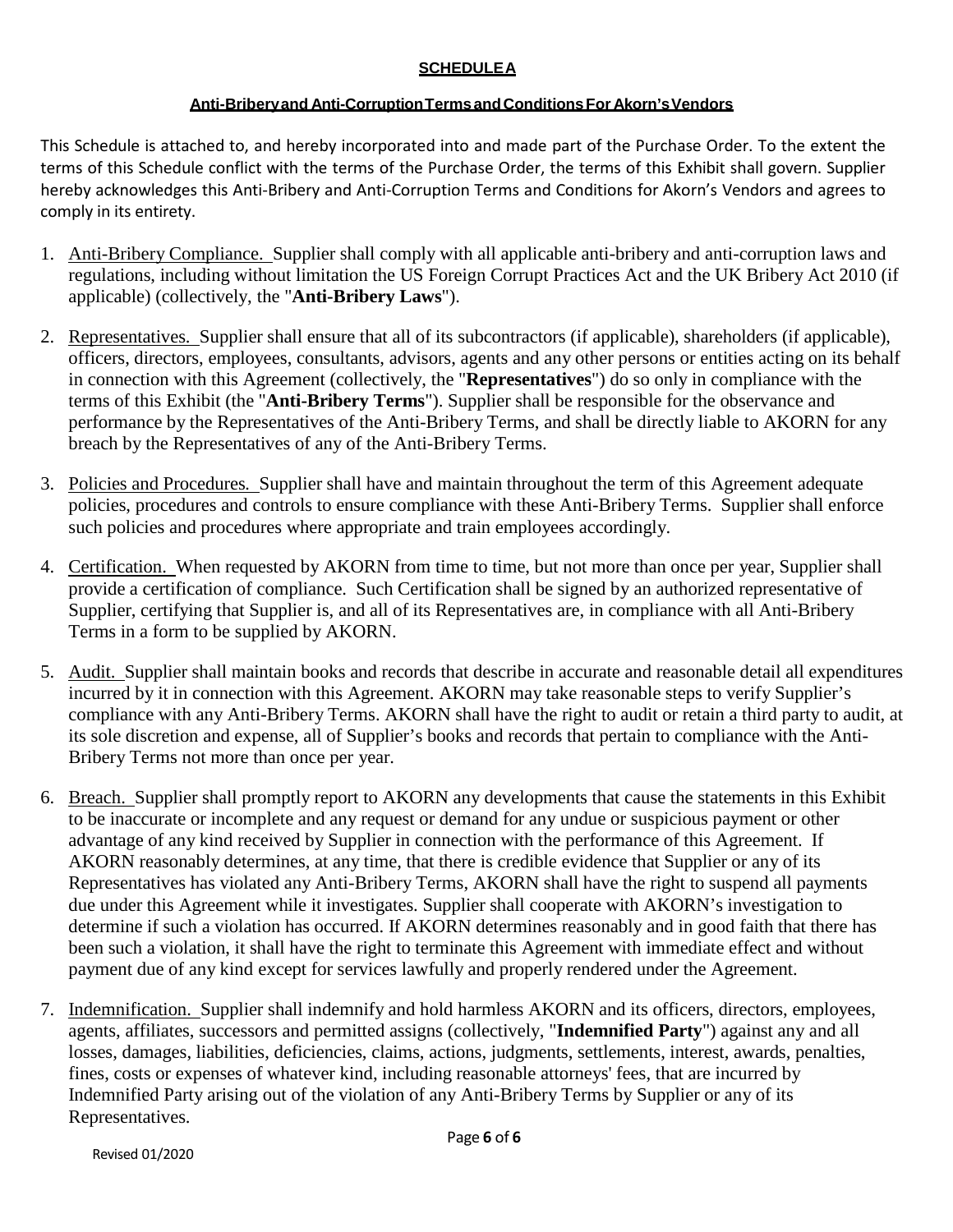**SCHEDULE A**

**Anti-Bribery and Anti-Corruption Terms and Conditions For Akorn's Vendors**

This Schedule is attached to, and hereby incorporated into and made part of the Purchase Order. To the extent the terms of this Schedule conflict with the terms of the Purchase Order, the terms of this Exhibit shall govern. Supplier hereby acknowledges this Anti-Bribery and Anti-Corruption Terms and Conditions for Akorn's Vendors and agrees to comply in its entirety.

1. Anti-Bribery Compliance. Supplier shall comply with all applicable anti-bribery and anti-corruption laws and regulations, including without limitation the US Foreign Corrupt Practices Act and the UK Bribery Act 2010 (if applicable) (collectively, the "**Anti-Bribery Laws**").

2. Representatives. Supplier shall ensure that all of its subcontractors (if applicable), shareholders (if applicable), officers, directors, employees, consultants, advisors, agents and any other persons or entities acting on its behalf in connection with this Agreement (collectively, the "**Representatives**") do so only in compliance with the terms of this Exhibit (the "**Anti-Bribery Terms**"). Supplier shall be responsible for the observance and performance by the Representatives of the Anti-Bribery Terms, and shall be directly liable to AKORN for any breach by the Representatives of any of the Anti-Bribery Terms.

3. Policies and Procedures. Supplier shall have and maintain throughout the term of this Agreement adequate policies, procedures and controls to ensure compliance with these Anti-Bribery Terms. Supplier shall enforce such policies and procedures where appropriate and train employees accordingly.

4. Certification. When requested by AKORN from time to time, but not more than once per year, Supplier shall provide a certification of compliance. Such Certification shall be signed by an authorized representative of Supplier, certifying that Supplier is, and all of its Representatives are, in compliance with all Anti-Bribery Terms in a form to be supplied by AKORN.

5. Audit. Supplier shall maintain books and records that describe in accurate and reasonable detail all expenditures incurred by it in connection with this Agreement. AKORN may take reasonable steps to verify Supplier's compliance with any Anti-Bribery Terms. AKORN shall have the right to audit or retain a third party to audit, at its sole discretion and expense, all of Supplier's books and records that pertain to compliance with the Anti-Bribery Terms not more than once per year.

6. Breach. Supplier shall promptly report to AKORN any developments that cause the statements in this Exhibit to be inaccurate or incomplete and any request or demand for any undue or suspicious payment or other advantage of any kind received by Supplier in connection with the performance of this Agreement. If AKORN reasonably determines, at any time, that there is credible evidence that Supplier or any of its Representatives has violated any Anti-Bribery Terms, AKORN shall have the right to suspend all payments due under this Agreement while it investigates. Supplier shall cooperate with AKORN's investigation to determine if such a violation has occurred. If AKORN determines reasonably and in good faith that there has been such a violation, it shall have the right to terminate this Agreement with immediate effect and without payment due of any kind except for services lawfully and properly rendered under the Agreement.

7. Indemnification. Supplier shall indemnify and hold harmless AKORN and its officers, directors, employees, agents, affiliates, successors and permitted assigns (collectively, "**Indemnified Party**") against any and all losses, damages, liabilities, deficiencies, claims, actions, judgments, settlements, interest, awards, penalties, fines, costs or expenses of whatever kind, including reasonable attorneys' fees, that are incurred by Indemnified Party arising out of the violation of any Anti-Bribery Terms by Supplier or any of its Representatives.

Revised 01/2020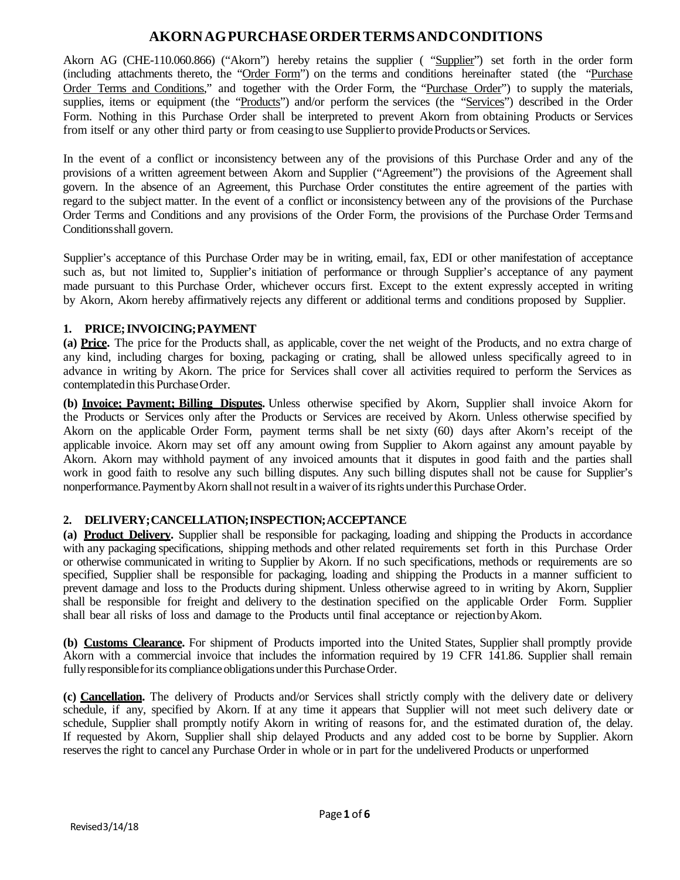# AKORN AG PURCHASE ORDER TERMS AND CONDITIONS

Akorn AG (CHE-110.060.866) ("Akorn") hereby retains the supplier ( "Supplier") set forth in the order form (including attachments thereto, the "Order Form") on the terms and conditions hereinafter stated (the "Purchase Order Terms and Conditions," and together with the Order Form, the "Purchase Order") to supply the materials, supplies, items or equipment (the "Products") and/or perform the services (the "Services") described in the Order Form. Nothing in this Purchase Order shall be interpreted to prevent Akorn from obtaining Products or Services from itself or any other third party or from ceasing to use Supplier to provide Products or Services.

In the event of a conflict or inconsistency between any of the provisions of this Purchase Order and any of the provisions of a written agreement between Akorn and Supplier ("Agreement") the provisions of the Agreement shall govern. In the absence of an Agreement, this Purchase Order constitutes the entire agreement of the parties with regard to the subject matter. In the event of a conflict or inconsistency between any of the provisions of the Purchase Order Terms and Conditions and any provisions of the Order Form, the provisions of the Purchase Order Terms and Conditions shall govern.

Supplier's acceptance of this Purchase Order may be in writing, email, fax, EDI or other manifestation of acceptance such as, but not limited to, Supplier's initiation of performance or through Supplier's acceptance of any payment made pursuant to this Purchase Order, whichever occurs first. Except to the extent expressly accepted in writing by Akorn, Akorn hereby affirmatively rejects any different or additional terms and conditions proposed by Supplier.

### 1. PRICE; INVOICING; PAYMENT

**(a) Price.** The price for the Products shall, as applicable, cover the net weight of the Products, and no extra charge of any kind, including charges for boxing, packaging or crating, shall be allowed unless specifically agreed to in advance in writing by Akorn. The price for Services shall cover all activities required to perform the Services as contemplated in this Purchase Order.

**(b) Invoice; Payment; Billing Disputes.** Unless otherwise specified by Akorn, Supplier shall invoice Akorn for the Products or Services only after the Products or Services are received by Akorn. Unless otherwise specified by Akorn on the applicable Order Form, payment terms shall be net sixty (60) days after Akorn's receipt of the applicable invoice. Akorn may set off any amount owing from Supplier to Akorn against any amount payable by Akorn. Akorn may withhold payment of any invoiced amounts that it disputes in good faith and the parties shall work in good faith to resolve any such billing disputes. Any such billing disputes shall not be cause for Supplier's nonperformance. Payment by Akorn shall not result in a waiver of its rights under this Purchase Order.

### 2. DELIVERY; CANCELLATION; INSPECTION; ACCEPTANCE

**(a) Product Delivery.** Supplier shall be responsible for packaging, loading and shipping the Products in accordance with any packaging specifications, shipping methods and other related requirements set forth in this Purchase Order or otherwise communicated in writing to Supplier by Akorn. If no such specifications, methods or requirements are so specified, Supplier shall be responsible for packaging, loading and shipping the Products in a manner sufficient to prevent damage and loss to the Products during shipment. Unless otherwise agreed to in writing by Akorn, Supplier shall be responsible for freight and delivery to the destination specified on the applicable Order Form. Supplier shall bear all risks of loss and damage to the Products until final acceptance or rejection by Akorn.

**(b) Customs Clearance.** For shipment of Products imported into the United States, Supplier shall promptly provide Akorn with a commercial invoice that includes the information required by 19 CFR 141.86. Supplier shall remain fully responsible for its compliance obligations under this Purchase Order.

**(c) Cancellation.** The delivery of Products and/or Services shall strictly comply with the delivery date or delivery schedule, if any, specified by Akorn. If at any time it appears that Supplier will not meet such delivery date or schedule, Supplier shall promptly notify Akorn in writing of reasons for, and the estimated duration of, the delay. If requested by Akorn, Supplier shall ship delayed Products and any added cost to be borne by Supplier. Akorn reserves the right to cancel any Purchase Order in whole or in part for the undelivered Products or unperformed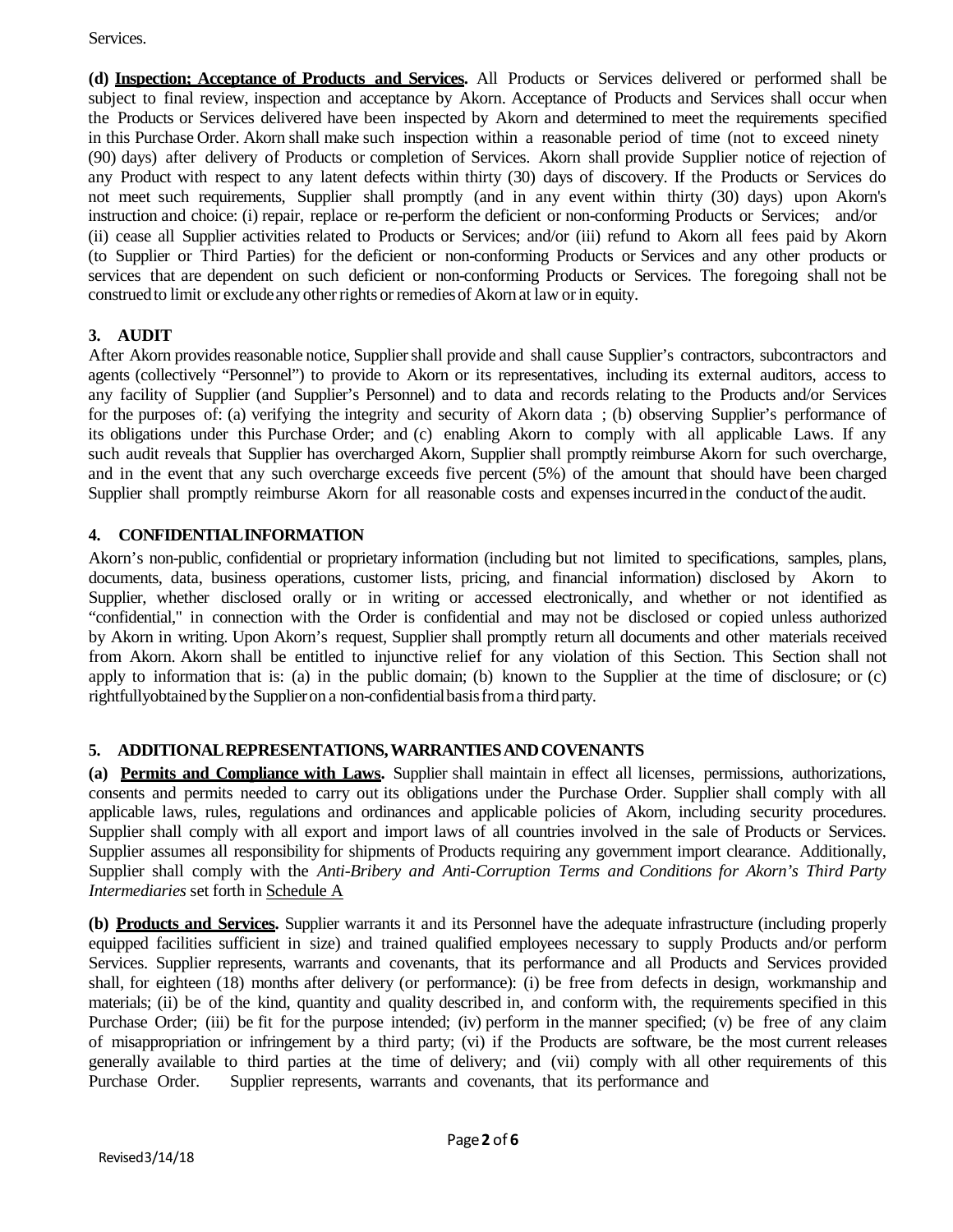Services.

**(d) Inspection; Acceptance of Products and Services.** All Products or Services delivered or performed shall be subject to final review, inspection and acceptance by Akorn. Acceptance of Products and Services shall occur when the Products or Services delivered have been inspected by Akorn and determined to meet the requirements specified in this Purchase Order. Akorn shall make such inspection within a reasonable period of time (not to exceed ninety (90) days) after delivery of Products or completion of Services. Akorn shall provide Supplier notice of rejection of any Product with respect to any latent defects within thirty (30) days of discovery. If the Products or Services do not meet such requirements, Supplier shall promptly (and in any event within thirty (30) days) upon Akorn's instruction and choice: (i) repair, replace or re-perform the deficient or non-conforming Products or Services; and/or (ii) cease all Supplier activities related to Products or Services; and/or (iii) refund to Akorn all fees paid by Akorn (to Supplier or Third Parties) for the deficient or non-conforming Products or Services and any other products or services that are dependent on such deficient or non-conforming Products or Services. The foregoing shall not be construed to limit or exclude any other rights or remedies of Akorn at law or in equity.

## 3. AUDIT

After Akorn provides reasonable notice, Supplier shall provide and shall cause Supplier's contractors, subcontractors and agents (collectively "Personnel") to provide to Akorn or its representatives, including its external auditors, access to any facility of Supplier (and Supplier's Personnel) and to data and records relating to the Products and/or Services for the purposes of: (a) verifying the integrity and security of Akorn data ; (b) observing Supplier's performance of its obligations under this Purchase Order; and (c) enabling Akorn to comply with all applicable Laws. If any such audit reveals that Supplier has overcharged Akorn, Supplier shall promptly reimburse Akorn for such overcharge, and in the event that any such overcharge exceeds five percent (5%) of the amount that should have been charged Supplier shall promptly reimburse Akorn for all reasonable costs and expenses incurred in the conduct of the audit.

## 4. CONFIDENTIAL INFORMATION

Akorn's non-public, confidential or proprietary information (including but not limited to specifications, samples, plans, documents, data, business operations, customer lists, pricing, and financial information) disclosed by Akorn to Supplier, whether disclosed orally or in writing or accessed electronically, and whether or not identified as "confidential," in connection with the Order is confidential and may not be disclosed or copied unless authorized by Akorn in writing. Upon Akorn's request, Supplier shall promptly return all documents and other materials received from Akorn. Akorn shall be entitled to injunctive relief for any violation of this Section. This Section shall not apply to information that is: (a) in the public domain; (b) known to the Supplier at the time of disclosure; or (c) rightfully obtained by the Supplier on a non-confidential basis from a third party.

## 5. ADDITIONAL REPRESENTATIONS, WARRANTIES AND COVENANTS

**(a) Permits and Compliance with Laws.** Supplier shall maintain in effect all licenses, permissions, authorizations, consents and permits needed to carry out its obligations under the Purchase Order. Supplier shall comply with all applicable laws, rules, regulations and ordinances and applicable policies of Akorn, including security procedures. Supplier shall comply with all export and import laws of all countries involved in the sale of Products or Services. Supplier assumes all responsibility for shipments of Products requiring any government import clearance. Additionally, Supplier shall comply with the *Anti-Bribery and Anti-Corruption Terms and Conditions for Akorn's Third Party Intermediaries* set forth in Schedule A

**(b) Products and Services.** Supplier warrants it and its Personnel have the adequate infrastructure (including properly equipped facilities sufficient in size) and trained qualified employees necessary to supply Products and/or perform Services. Supplier represents, warrants and covenants, that its performance and all Products and Services provided shall, for eighteen (18) months after delivery (or performance): (i) be free from defects in design, workmanship and materials; (ii) be of the kind, quantity and quality described in, and conform with, the requirements specified in this Purchase Order; (iii) be fit for the purpose intended; (iv) perform in the manner specified; (v) be free of any claim of misappropriation or infringement by a third party; (vi) if the Products are software, be the most current releases generally available to third parties at the time of delivery; and (vii) comply with all other requirements of this Purchase Order. Supplier represents, warrants and covenants, that its performance and

Revised 3/14/18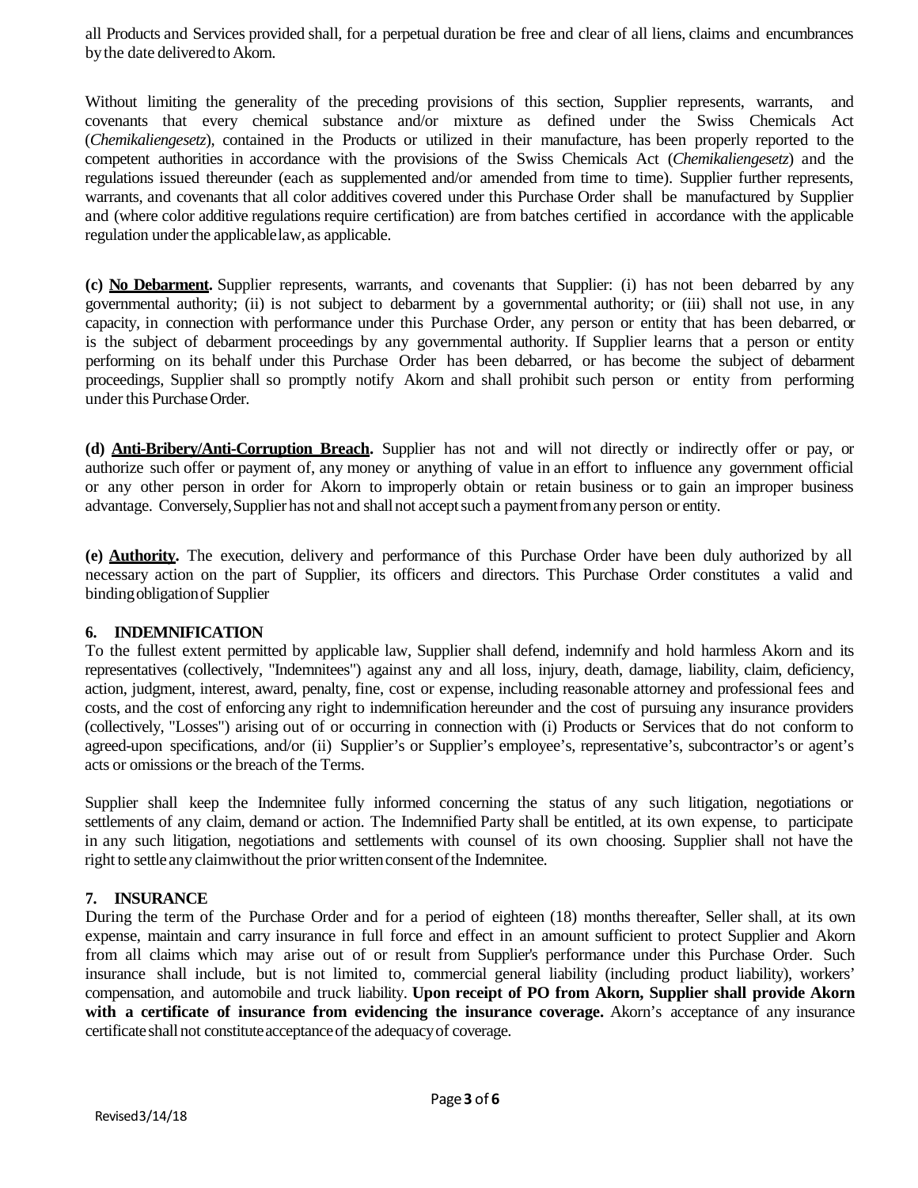all Products and Services provided shall, for a perpetual duration be free and clear of all liens, claims and encumbrances by the date delivered to Akorn.

Without limiting the generality of the preceding provisions of this section, Supplier represents, warrants, and covenants that every chemical substance and/or mixture as defined under the Swiss Chemicals Act (*Chemikaliengesetz*), contained in the Products or utilized in their manufacture, has been properly reported to the competent authorities in accordance with the provisions of the Swiss Chemicals Act (*Chemikaliengesetz*) and the regulations issued thereunder (each as supplemented and/or amended from time to time). Supplier further represents, warrants, and covenants that all color additives covered under this Purchase Order shall be manufactured by Supplier and (where color additive regulations require certification) are from batches certified in accordance with the applicable regulation under the applicable law, as applicable.

**(c) No Debarment.** Supplier represents, warrants, and covenants that Supplier: (i) has not been debarred by any governmental authority; (ii) is not subject to debarment by a governmental authority; or (iii) shall not use, in any capacity, in connection with performance under this Purchase Order, any person or entity that has been debarred, or is the subject of debarment proceedings by any governmental authority. If Supplier learns that a person or entity performing on its behalf under this Purchase Order has been debarred, or has become the subject of debarment proceedings, Supplier shall so promptly notify Akorn and shall prohibit such person or entity from performing under this Purchase Order.

**(d) Anti-Bribery/Anti-Corruption Breach.** Supplier has not and will not directly or indirectly offer or pay, or authorize such offer or payment of, any money or anything of value in an effort to influence any government official or any other person in order for Akorn to improperly obtain or retain business or to gain an improper business advantage. Conversely, Supplier has not and shall not accept such a payment from any person or entity.

**(e) Authority.** The execution, delivery and performance of this Purchase Order have been duly authorized by all necessary action on the part of Supplier, its officers and directors. This Purchase Order constitutes a valid and binding obligation of Supplier

## 6. INDEMNIFICATION

To the fullest extent permitted by applicable law, Supplier shall defend, indemnify and hold harmless Akorn and its representatives (collectively, "Indemnitees") against any and all loss, injury, death, damage, liability, claim, deficiency, action, judgment, interest, award, penalty, fine, cost or expense, including reasonable attorney and professional fees and costs, and the cost of enforcing any right to indemnification hereunder and the cost of pursuing any insurance providers (collectively, "Losses") arising out of or occurring in connection with (i) Products or Services that do not conform to agreed-upon specifications, and/or (ii) Supplier's or Supplier's employee's, representative's, subcontractor's or agent's acts or omissions or the breach of the Terms.

Supplier shall keep the Indemnitee fully informed concerning the status of any such litigation, negotiations or settlements of any claim, demand or action. The Indemnified Party shall be entitled, at its own expense, to participate in any such litigation, negotiations and settlements with counsel of its own choosing. Supplier shall not have the right to settle any claim without the prior written consent of the Indemnitee.

## 7. INSURANCE

During the term of the Purchase Order and for a period of eighteen (18) months thereafter, Seller shall, at its own expense, maintain and carry insurance in full force and effect in an amount sufficient to protect Supplier and Akorn from all claims which may arise out of or result from Supplier's performance under this Purchase Order. Such insurance shall include, but is not limited to, commercial general liability (including product liability), workers' compensation, and automobile and truck liability. **Upon receipt of PO from Akorn, Supplier shall provide Akorn with a certificate of insurance from evidencing the insurance coverage.** Akorn's acceptance of any insurance certificate shall not constitute acceptance of the adequacy of coverage.

Revised 3/14/18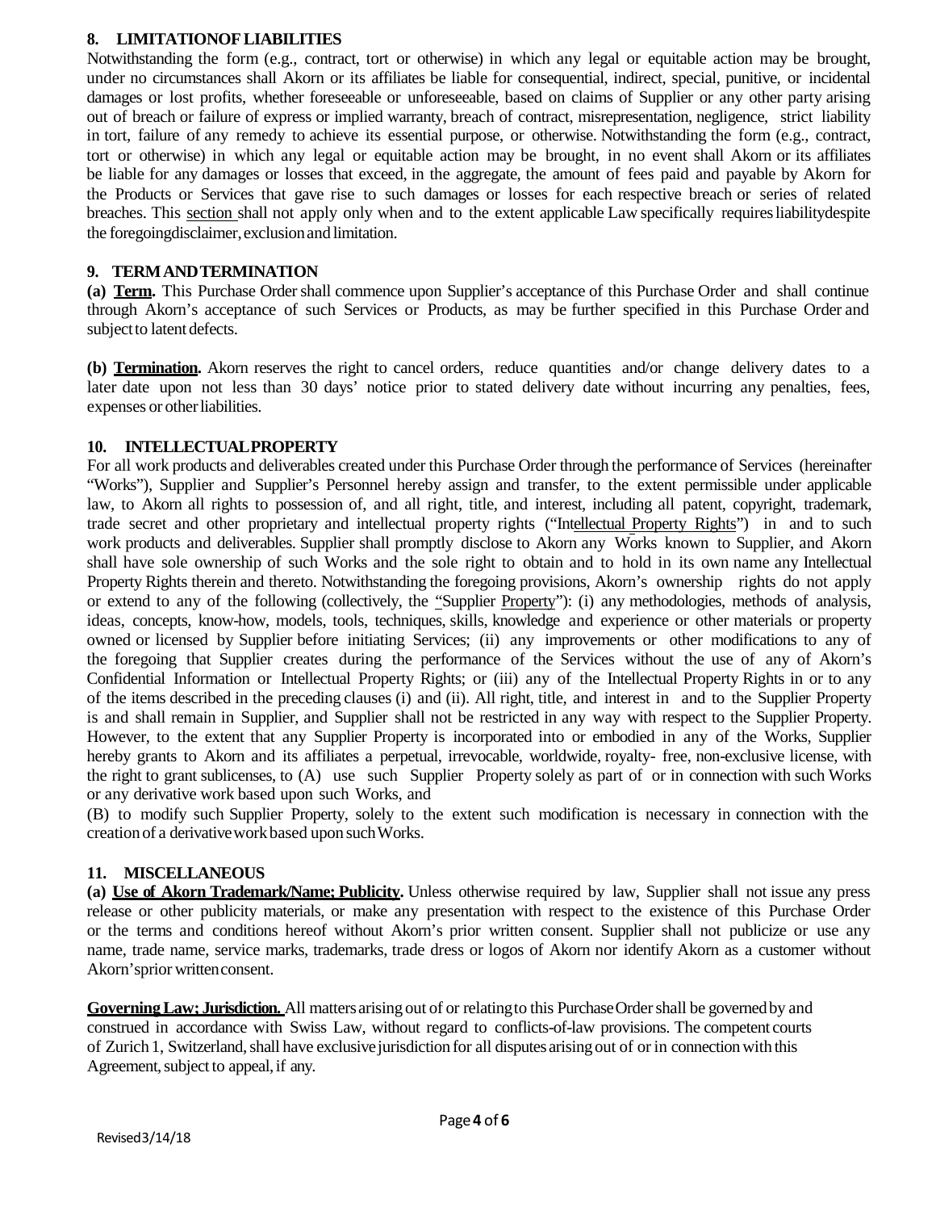## 8. LIMITATION OF LIABILITIES

Notwithstanding the form (e.g., contract, tort or otherwise) in which any legal or equitable action may be brought, under no circumstances shall Akorn or its affiliates be liable for consequential, indirect, special, punitive, or incidental damages or lost profits, whether foreseeable or unforeseeable, based on claims of Supplier or any other party arising out of breach or failure of express or implied warranty, breach of contract, misrepresentation, negligence, strict liability in tort, failure of any remedy to achieve its essential purpose, or otherwise. Notwithstanding the form (e.g., contract, tort or otherwise) in which any legal or equitable action may be brought, in no event shall Akorn or its affiliates be liable for any damages or losses that exceed, in the aggregate, the amount of fees paid and payable by Akorn for the Products or Services that gave rise to such damages or losses for each respective breach or series of related breaches. This section shall not apply only when and to the extent applicable Law specifically requires liability despite the foregoing disclaimer, exclusion and limitation.

## 9. TERM AND TERMINATION

**(a) Term.** This Purchase Order shall commence upon Supplier's acceptance of this Purchase Order and shall continue through Akorn's acceptance of such Services or Products, as may be further specified in this Purchase Order and subject to latent defects.

**(b) Termination.** Akorn reserves the right to cancel orders, reduce quantities and/or change delivery dates to a later date upon not less than 30 days' notice prior to stated delivery date without incurring any penalties, fees, expenses or other liabilities.

## 10. INTELLECTUAL PROPERTY

For all work products and deliverables created under this Purchase Order through the performance of Services (hereinafter "Works"), Supplier and Supplier's Personnel hereby assign and transfer, to the extent permissible under applicable law, to Akorn all rights to possession of, and all right, title, and interest, including all patent, copyright, trademark, trade secret and other proprietary and intellectual property rights ("Intellectual Property Rights") in and to such work products and deliverables. Supplier shall promptly disclose to Akorn any Works known to Supplier, and Akorn shall have sole ownership of such Works and the sole right to obtain and to hold in its own name any Intellectual Property Rights therein and thereto. Notwithstanding the foregoing provisions, Akorn's ownership rights do not apply or extend to any of the following (collectively, the "Supplier Property"): (i) any methodologies, methods of analysis, ideas, concepts, know-how, models, tools, techniques, skills, knowledge and experience or other materials or property owned or licensed by Supplier before initiating Services; (ii) any improvements or other modifications to any of the foregoing that Supplier creates during the performance of the Services without the use of any of Akorn's Confidential Information or Intellectual Property Rights; or (iii) any of the Intellectual Property Rights in or to any of the items described in the preceding clauses (i) and (ii). All right, title, and interest in and to the Supplier Property is and shall remain in Supplier, and Supplier shall not be restricted in any way with respect to the Supplier Property. However, to the extent that any Supplier Property is incorporated into or embodied in any of the Works, Supplier hereby grants to Akorn and its affiliates a perpetual, irrevocable, worldwide, royalty- free, non-exclusive license, with the right to grant sublicenses, to (A) use such Supplier Property solely as part of or in connection with such Works or any derivative work based upon such Works, and

(B) to modify such Supplier Property, solely to the extent such modification is necessary in connection with the creation of a derivative work based upon such Works.

## 11. MISCELLANEOUS

**(a) Use of Akorn Trademark/Name; Publicity.** Unless otherwise required by law, Supplier shall not issue any press release or other publicity materials, or make any presentation with respect to the existence of this Purchase Order or the terms and conditions hereof without Akorn's prior written consent. Supplier shall not publicize or use any name, trade name, service marks, trademarks, trade dress or logos of Akorn nor identify Akorn as a customer without Akorn's prior written consent.

**Governing Law; Jurisdiction.** All matters arising out of or relating to this Purchase Order shall be governed by and construed in accordance with Swiss Law, without regard to conflicts-of-law provisions. The competent courts of Zurich 1, Switzerland, shall have exclusive jurisdiction for all disputes arising out of or in connection with this Agreement, subject to appeal, if any.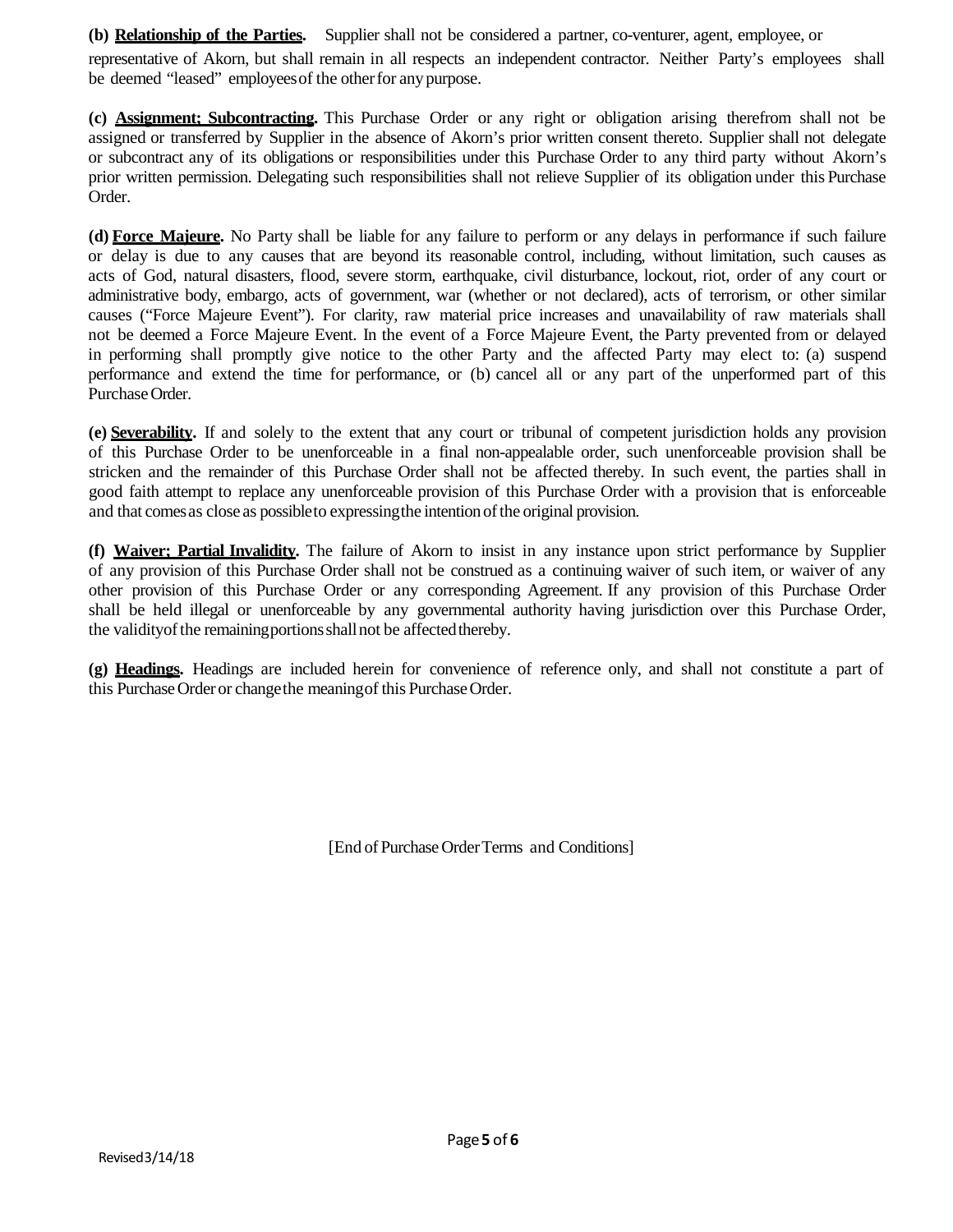**(b) Relationship of the Parties.** Supplier shall not be considered a partner, co-venturer, agent, employee, or representative of Akorn, but shall remain in all respects an independent contractor. Neither Party's employees shall be deemed "leased" employees of the other for any purpose.

**(c) Assignment; Subcontracting.** This Purchase Order or any right or obligation arising therefrom shall not be assigned or transferred by Supplier in the absence of Akorn's prior written consent thereto. Supplier shall not delegate or subcontract any of its obligations or responsibilities under this Purchase Order to any third party without Akorn's prior written permission. Delegating such responsibilities shall not relieve Supplier of its obligation under this Purchase Order.

**(d) Force Majeure.** No Party shall be liable for any failure to perform or any delays in performance if such failure or delay is due to any causes that are beyond its reasonable control, including, without limitation, such causes as acts of God, natural disasters, flood, severe storm, earthquake, civil disturbance, lockout, riot, order of any court or administrative body, embargo, acts of government, war (whether or not declared), acts of terrorism, or other similar causes ("Force Majeure Event"). For clarity, raw material price increases and unavailability of raw materials shall not be deemed a Force Majeure Event. In the event of a Force Majeure Event, the Party prevented from or delayed in performing shall promptly give notice to the other Party and the affected Party may elect to: (a) suspend performance and extend the time for performance, or (b) cancel all or any part of the unperformed part of this Purchase Order.

**(e) Severability.** If and solely to the extent that any court or tribunal of competent jurisdiction holds any provision of this Purchase Order to be unenforceable in a final non-appealable order, such unenforceable provision shall be stricken and the remainder of this Purchase Order shall not be affected thereby. In such event, the parties shall in good faith attempt to replace any unenforceable provision of this Purchase Order with a provision that is enforceable and that comes as close as possible to expressing the intention of the original provision.

**(f) Waiver; Partial Invalidity.** The failure of Akorn to insist in any instance upon strict performance by Supplier of any provision of this Purchase Order shall not be construed as a continuing waiver of such item, or waiver of any other provision of this Purchase Order or any corresponding Agreement. If any provision of this Purchase Order shall be held illegal or unenforceable by any governmental authority having jurisdiction over this Purchase Order, the validity of the remaining portions shall not be affected thereby.

**(g) Headings.** Headings are included herein for convenience of reference only, and shall not constitute a part of this Purchase Order or change the meaning of this Purchase Order.

[End of Purchase Order Terms and Conditions]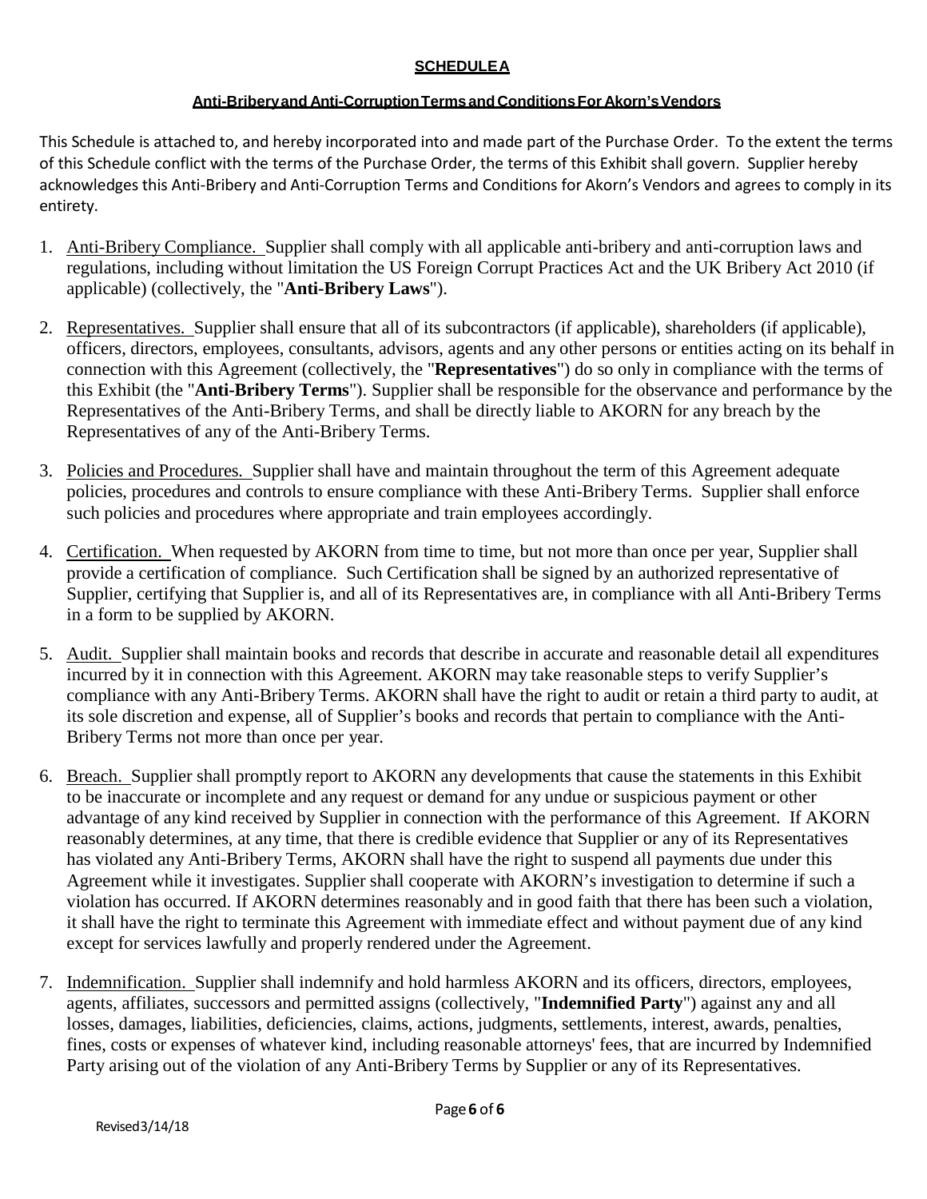**SCHEDULE A**

**Anti-Bribery and Anti-Corruption Terms and Conditions For Akorn's Vendors**

This Schedule is attached to, and hereby incorporated into and made part of the Purchase Order. To the extent the terms of this Schedule conflict with the terms of the Purchase Order, the terms of this Exhibit shall govern. Supplier hereby acknowledges this Anti-Bribery and Anti-Corruption Terms and Conditions for Akorn's Vendors and agrees to comply in its entirety.

1. Anti-Bribery Compliance. Supplier shall comply with all applicable anti-bribery and anti-corruption laws and regulations, including without limitation the US Foreign Corrupt Practices Act and the UK Bribery Act 2010 (if applicable) (collectively, the "**Anti-Bribery Laws**").

2. Representatives. Supplier shall ensure that all of its subcontractors (if applicable), shareholders (if applicable), officers, directors, employees, consultants, advisors, agents and any other persons or entities acting on its behalf in connection with this Agreement (collectively, the "**Representatives**") do so only in compliance with the terms of this Exhibit (the "**Anti-Bribery Terms**"). Supplier shall be responsible for the observance and performance by the Representatives of the Anti-Bribery Terms, and shall be directly liable to AKORN for any breach by the Representatives of any of the Anti-Bribery Terms.

3. Policies and Procedures. Supplier shall have and maintain throughout the term of this Agreement adequate policies, procedures and controls to ensure compliance with these Anti-Bribery Terms. Supplier shall enforce such policies and procedures where appropriate and train employees accordingly.

4. Certification. When requested by AKORN from time to time, but not more than once per year, Supplier shall provide a certification of compliance. Such Certification shall be signed by an authorized representative of Supplier, certifying that Supplier is, and all of its Representatives are, in compliance with all Anti-Bribery Terms in a form to be supplied by AKORN.

5. Audit. Supplier shall maintain books and records that describe in accurate and reasonable detail all expenditures incurred by it in connection with this Agreement. AKORN may take reasonable steps to verify Supplier's compliance with any Anti-Bribery Terms. AKORN shall have the right to audit or retain a third party to audit, at its sole discretion and expense, all of Supplier's books and records that pertain to compliance with the Anti-Bribery Terms not more than once per year.

6. Breach. Supplier shall promptly report to AKORN any developments that cause the statements in this Exhibit to be inaccurate or incomplete and any request or demand for any undue or suspicious payment or other advantage of any kind received by Supplier in connection with the performance of this Agreement. If AKORN reasonably determines, at any time, that there is credible evidence that Supplier or any of its Representatives has violated any Anti-Bribery Terms, AKORN shall have the right to suspend all payments due under this Agreement while it investigates. Supplier shall cooperate with AKORN's investigation to determine if such a violation has occurred. If AKORN determines reasonably and in good faith that there has been such a violation, it shall have the right to terminate this Agreement with immediate effect and without payment due of any kind except for services lawfully and properly rendered under the Agreement.

7. Indemnification. Supplier shall indemnify and hold harmless AKORN and its officers, directors, employees, agents, affiliates, successors and permitted assigns (collectively, "**Indemnified Party**") against any and all losses, damages, liabilities, deficiencies, claims, actions, judgments, settlements, interest, awards, penalties, fines, costs or expenses of whatever kind, including reasonable attorneys' fees, that are incurred by Indemnified Party arising out of the violation of any Anti-Bribery Terms by Supplier or any of its Representatives.

Revised 3/14/18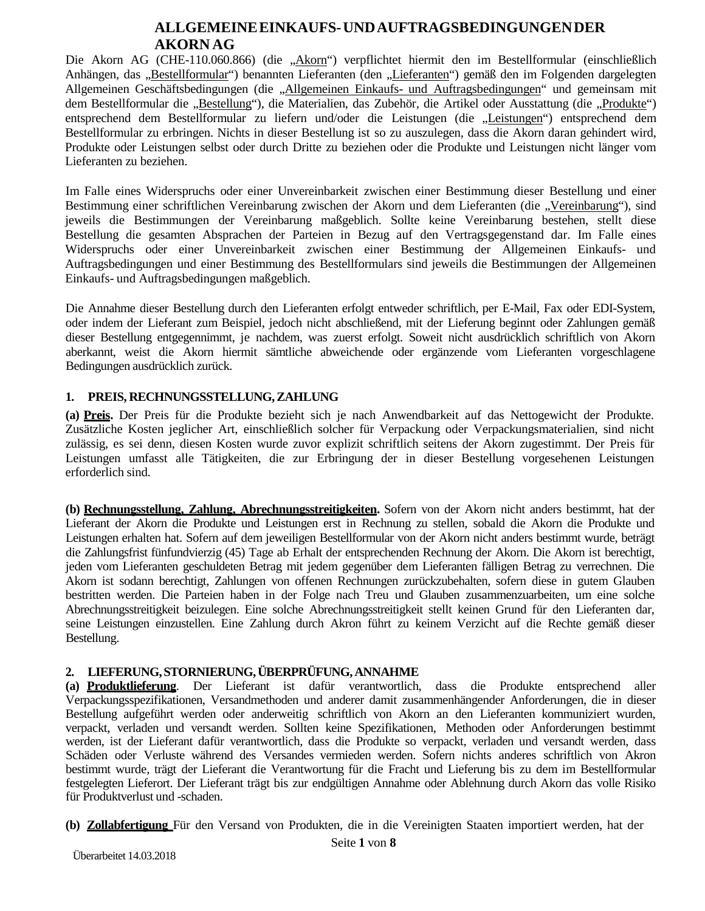# ALLGEMEINE EINKAUFS- UND AUFTRAGSBEDINGUNGEN DER AKORN AG

Die Akorn AG (CHE-110.060.866) (die „Akorn“) verpflichtet hiermit den im Bestellformular (einschließlich Anhängen, das „Bestellformular“) benannten Lieferanten (den „Lieferanten“) gemäß den im Folgenden dargelegten Allgemeinen Geschäftsbedingungen (die „Allgemeinen Einkaufs- und Auftragsbedingungen“ und gemeinsam mit dem Bestellformular die „Bestellung“), die Materialien, das Zubehör, die Artikel oder Ausstattung (die „Produkte“) entsprechend dem Bestellformular zu liefern und/oder die Leistungen (die „Leistungen“) entsprechend dem Bestellformular zu erbringen. Nichts in dieser Bestellung ist so zu auszulegen, dass die Akorn daran gehindert wird, Produkte oder Leistungen selbst oder durch Dritte zu beziehen oder die Produkte und Leistungen nicht länger vom Lieferanten zu beziehen.

Im Falle eines Widerspruchs oder einer Unvereinbarkeit zwischen einer Bestimmung dieser Bestellung und einer Bestimmung einer schriftlichen Vereinbarung zwischen der Akorn und dem Lieferanten (die „Vereinbarung“), sind jeweils die Bestimmungen der Vereinbarung maßgeblich. Sollte keine Vereinbarung bestehen, stellt diese Bestellung die gesamten Absprachen der Parteien in Bezug auf den Vertragsgegenstand dar. Im Falle eines Widerspruchs oder einer Unvereinbarkeit zwischen einer Bestimmung der Allgemeinen Einkaufs- und Auftragsbedingungen und einer Bestimmung des Bestellformulars sind jeweils die Bestimmungen der Allgemeinen Einkaufs- und Auftragsbedingungen maßgeblich.

Die Annahme dieser Bestellung durch den Lieferanten erfolgt entweder schriftlich, per E-Mail, Fax oder EDI-System, oder indem der Lieferant zum Beispiel, jedoch nicht abschließend, mit der Lieferung beginnt oder Zahlungen gemäß dieser Bestellung entgegennimmt, je nachdem, was zuerst erfolgt. Soweit nicht ausdrücklich schriftlich von Akorn aberkannt, weist die Akorn hiermit sämtliche abweichende oder ergänzende vom Lieferanten vorgeschlagene Bedingungen ausdrücklich zurück.

## 1. PREIS, RECHNUNGSSTELLUNG, ZAHLUNG

**(a) Preis.** Der Preis für die Produkte bezieht sich je nach Anwendbarkeit auf das Nettogewicht der Produkte. Zusätzliche Kosten jeglicher Art, einschließlich solcher für Verpackung oder Verpackungsmaterialien, sind nicht zulässig, es sei denn, diesen Kosten wurde zuvor explizit schriftlich seitens der Akorn zugestimmt. Der Preis für Leistungen umfasst alle Tätigkeiten, die zur Erbringung der in dieser Bestellung vorgesehenen Leistungen erforderlich sind.

**(b) Rechnungsstellung, Zahlung, Abrechnungsstreitigkeiten.** Sofern von der Akorn nicht anders bestimmt, hat der Lieferant der Akorn die Produkte und Leistungen erst in Rechnung zu stellen, sobald die Akorn die Produkte und Leistungen erhalten hat. Sofern auf dem jeweiligen Bestellformular von der Akorn nicht anders bestimmt wurde, beträgt die Zahlungsfrist fünfundvierzig (45) Tage ab Erhalt der entsprechenden Rechnung der Akorn. Die Akorn ist berechtigt, jeden vom Lieferanten geschuldeten Betrag mit jedem gegenüber dem Lieferanten fälligen Betrag zu verrechnen. Die Akorn ist sodann berechtigt, Zahlungen von offenen Rechnungen zurückzubehalten, sofern diese in gutem Glauben bestritten werden. Die Parteien haben in der Folge nach Treu und Glauben zusammenzuarbeiten, um eine solche Abrechnungsstreitigkeit beizulegen. Eine solche Abrechnungsstreitigkeit stellt keinen Grund für den Lieferanten dar, seine Leistungen einzustellen. Eine Zahlung durch Akron führt zu keinem Verzicht auf die Rechte gemäß dieser Bestellung.

## 2. LIEFERUNG, STORNIERUNG, ÜBERPRÜFUNG, ANNAHME

**(a) Produktlieferung**. Der Lieferant ist dafür verantwortlich, dass die Produkte entsprechend aller Verpackungsspezifikationen, Versandmethoden und anderer damit zusammenhängender Anforderungen, die in dieser Bestellung aufgeführt werden oder anderweitig schriftlich von Akorn an den Lieferanten kommuniziert wurden, verpackt, verladen und versandt werden. Sollten keine Spezifikationen, Methoden oder Anforderungen bestimmt werden, ist der Lieferant dafür verantwortlich, dass die Produkte so verpackt, verladen und versandt werden, dass Schäden oder Verluste während des Versandes vermieden werden. Sofern nichts anderes schriftlich von Akron bestimmt wurde, trägt der Lieferant die Verantwortung für die Fracht und Lieferung bis zu dem im Bestellformular festgelegten Lieferort. Der Lieferant trägt bis zur endgültigen Annahme oder Ablehnung durch Akorn das volle Risiko für Produktverlust und -schaden.

**(b) Zollabfertigung** Für den Versand von Produkten, die in die Vereinigten Staaten importiert werden, hat der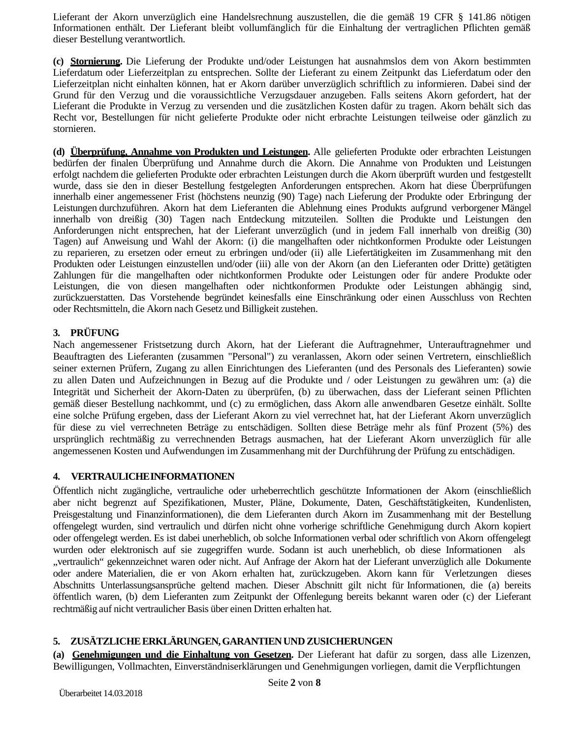Lieferant der Akorn unverzüglich eine Handelsrechnung auszustellen, die die gemäß 19 CFR § 141.86 nötigen Informationen enthält. Der Lieferant bleibt vollumfänglich für die Einhaltung der vertraglichen Pflichten gemäß dieser Bestellung verantwortlich.

**(c) Stornierung.** Die Lieferung der Produkte und/oder Leistungen hat ausnahmslos dem von Akorn bestimmten Lieferdatum oder Lieferzeitplan zu entsprechen. Sollte der Lieferant zu einem Zeitpunkt das Lieferdatum oder den Lieferzeitplan nicht einhalten können, hat er Akorn darüber unverzüglich schriftlich zu informieren. Dabei sind der Grund für den Verzug und die voraussichtliche Verzugsdauer anzugeben. Falls seitens Akorn gefordert, hat der Lieferant die Produkte in Verzug zu versenden und die zusätzlichen Kosten dafür zu tragen. Akorn behält sich das Recht vor, Bestellungen für nicht gelieferte Produkte oder nicht erbrachte Leistungen teilweise oder gänzlich zu stornieren.

**(d) Überprüfung, Annahme von Produkten und Leistungen.** Alle gelieferten Produkte oder erbrachten Leistungen bedürfen der finalen Überprüfung und Annahme durch die Akorn. Die Annahme von Produkten und Leistungen erfolgt nachdem die gelieferten Produkte oder erbrachten Leistungen durch die Akorn überprüft wurden und festgestellt wurde, dass sie den in dieser Bestellung festgelegten Anforderungen entsprechen. Akorn hat diese Überprüfungen innerhalb einer angemessener Frist (höchstens neunzig (90) Tage) nach Lieferung der Produkte oder Erbringung der Leistungen durchzuführen. Akorn hat dem Lieferanten die Ablehnung eines Produkts aufgrund verborgener Mängel innerhalb von dreißig (30) Tagen nach Entdeckung mitzuteilen. Sollten die Produkte und Leistungen den Anforderungen nicht entsprechen, hat der Lieferant unverzüglich (und in jedem Fall innerhalb von dreißig (30) Tagen) auf Anweisung und Wahl der Akorn: (i) die mangelhaften oder nichtkonformen Produkte oder Leistungen zu reparieren, zu ersetzen oder erneut zu erbringen und/oder (ii) alle Liefertätigkeiten im Zusammenhang mit den Produkten oder Leistungen einzustellen und/oder (iii) alle von der Akorn (an den Lieferanten oder Dritte) getätigten Zahlungen für die mangelhaften oder nichtkonformen Produkte oder Leistungen oder für andere Produkte oder Leistungen, die von diesen mangelhaften oder nichtkonformen Produkte oder Leistungen abhängig sind, zurückzuerstatten. Das Vorstehende begründet keinesfalls eine Einschränkung oder einen Ausschluss von Rechten oder Rechtsmitteln, die Akorn nach Gesetz und Billigkeit zustehen.

## 3. PRÜFUNG

Nach angemessener Fristsetzung durch Akorn, hat der Lieferant die Auftragnehmer, Unterauftragnehmer und Beauftragten des Lieferanten (zusammen "Personal") zu veranlassen, Akorn oder seinen Vertretern, einschließlich seiner externen Prüfern, Zugang zu allen Einrichtungen des Lieferanten (und des Personals des Lieferanten) sowie zu allen Daten und Aufzeichnungen in Bezug auf die Produkte und / oder Leistungen zu gewähren um: (a) die Integrität und Sicherheit der Akorn-Daten zu überprüfen, (b) zu überwachen, dass der Lieferant seinen Pflichten gemäß dieser Bestellung nachkommt, und (c) zu ermöglichen, dass Akorn alle anwendbaren Gesetze einhält. Sollte eine solche Prüfung ergeben, dass der Lieferant Akorn zu viel verrechnet hat, hat der Lieferant Akorn unverzüglich für diese zu viel verrechneten Beträge zu entschädigen. Sollten diese Beträge mehr als fünf Prozent (5%) des ursprünglich rechtmäßig zu verrechnenden Betrags ausmachen, hat der Lieferant Akorn unverzüglich für alle angemessenen Kosten und Aufwendungen im Zusammenhang mit der Durchführung der Prüfung zu entschädigen.

## 4. VERTRAULICHE INFORMATIONEN

Öffentlich nicht zugängliche, vertrauliche oder urheberrechtlich geschützte Informationen der Akorn (einschließlich aber nicht begrenzt auf Spezifikationen, Muster, Pläne, Dokumente, Daten, Geschäftstätigkeiten, Kundenlisten, Preisgestaltung und Finanzinformationen), die dem Lieferanten durch Akorn im Zusammenhang mit der Bestellung offengelegt wurden, sind vertraulich und dürfen nicht ohne vorherige schriftliche Genehmigung durch Akorn kopiert oder offengelegt werden. Es ist dabei unerheblich, ob solche Informationen verbal oder schriftlich von Akorn offengelegt wurden oder elektronisch auf sie zugegriffen wurde. Sodann ist auch unerheblich, ob diese Informationen als „vertraulich" gekennzeichnet waren oder nicht. Auf Anfrage der Akorn hat der Lieferant unverzüglich alle Dokumente oder andere Materialien, die er von Akorn erhalten hat, zurückzugeben. Akorn kann für Verletzungen dieses Abschnitts Unterlassungsansprüche geltend machen. Dieser Abschnitt gilt nicht für Informationen, die (a) bereits öffentlich waren, (b) dem Lieferanten zum Zeitpunkt der Offenlegung bereits bekannt waren oder (c) der Lieferant rechtmäßig auf nicht vertraulicher Basis über einen Dritten erhalten hat.

## 5. ZUSÄTZLICHE ERKLÄRUNGEN, GARANTIEN UND ZUSICHERUNGEN

**(a) Genehmigungen und die Einhaltung von Gesetzen.** Der Lieferant hat dafür zu sorgen, dass alle Lizenzen, Bewilligungen, Vollmachten, Einverständniserklärungen und Genehmigungen vorliegen, damit die Verpflichtungen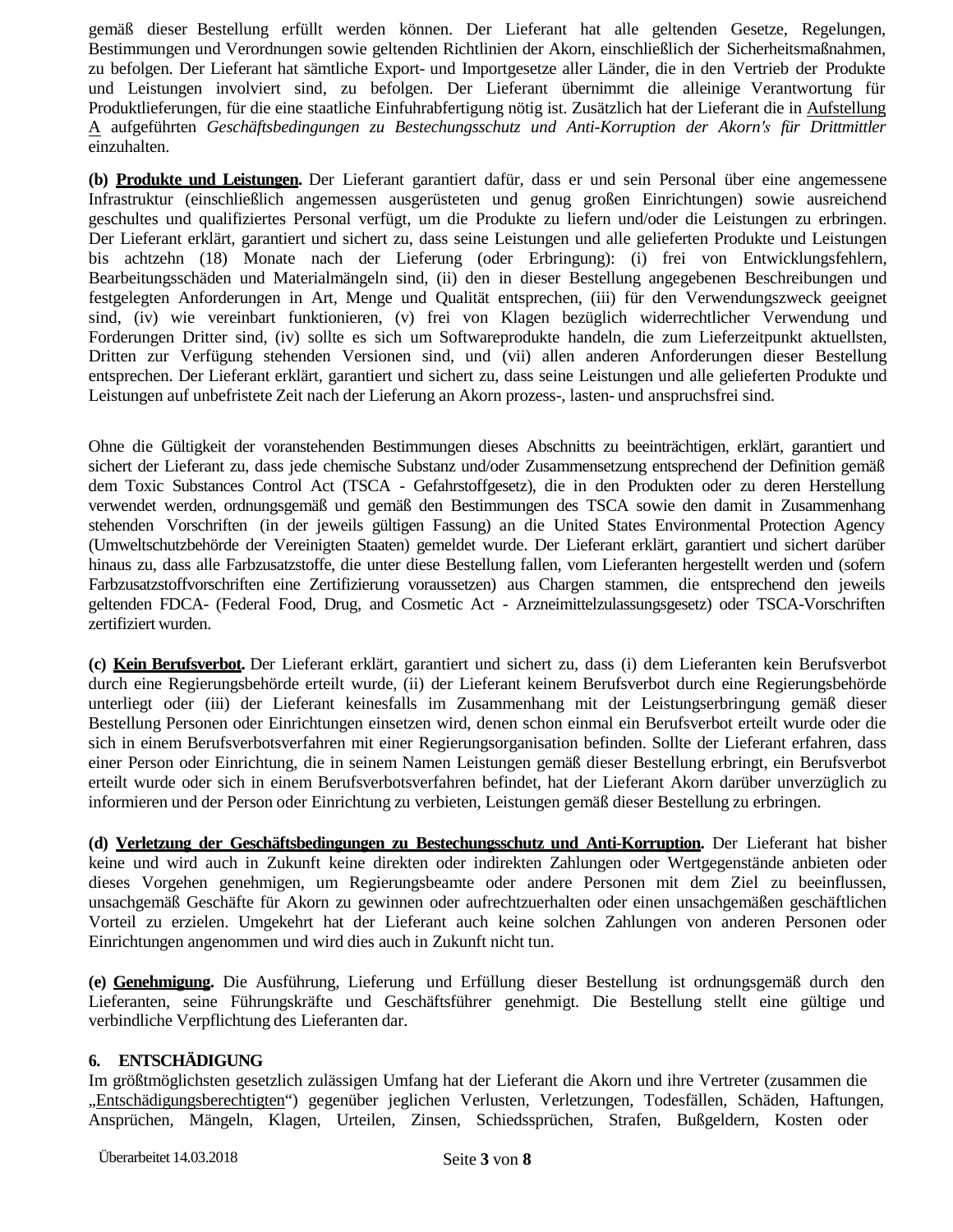gemäß dieser Bestellung erfüllt werden können. Der Lieferant hat alle geltenden Gesetze, Regelungen, Bestimmungen und Verordnungen sowie geltenden Richtlinien der Akorn, einschließlich der Sicherheitsmaßnahmen, zu befolgen. Der Lieferant hat sämtliche Export- und Importgesetze aller Länder, die in den Vertrieb der Produkte und Leistungen involviert sind, zu befolgen. Der Lieferant übernimmt die alleinige Verantwortung für Produktlieferungen, für die eine staatliche Einfuhrabfertigung nötig ist. Zusätzlich hat der Lieferant die in Aufstellung A aufgeführten *Geschäftsbedingungen zu Bestechungsschutz und Anti-Korruption der Akorn's für Drittmittler* einzuhalten.

**(b) Produkte und Leistungen.** Der Lieferant garantiert dafür, dass er und sein Personal über eine angemessene Infrastruktur (einschließlich angemessen ausgerüsteten und genug großen Einrichtungen) sowie ausreichend geschultes und qualifiziertes Personal verfügt, um die Produkte zu liefern und/oder die Leistungen zu erbringen. Der Lieferant erklärt, garantiert und sichert zu, dass seine Leistungen und alle gelieferten Produkte und Leistungen bis achtzehn (18) Monate nach der Lieferung (oder Erbringung): (i) frei von Entwicklungsfehlern, Bearbeitungsschäden und Materialmängeln sind, (ii) den in dieser Bestellung angegebenen Beschreibungen und festgelegten Anforderungen in Art, Menge und Qualität entsprechen, (iii) für den Verwendungszweck geeignet sind, (iv) wie vereinbart funktionieren, (v) frei von Klagen bezüglich widerrechtlicher Verwendung und Forderungen Dritter sind, (iv) sollte es sich um Softwareprodukte handeln, die zum Lieferzeitpunkt aktuellsten, Dritten zur Verfügung stehenden Versionen sind, und (vii) allen anderen Anforderungen dieser Bestellung entsprechen. Der Lieferant erklärt, garantiert und sichert zu, dass seine Leistungen und alle gelieferten Produkte und Leistungen auf unbefristete Zeit nach der Lieferung an Akorn prozess-, lasten- und anspruchsfrei sind.

Ohne die Gültigkeit der voranstehenden Bestimmungen dieses Abschnitts zu beeinträchtigen, erklärt, garantiert und sichert der Lieferant zu, dass jede chemische Substanz und/oder Zusammensetzung entsprechend der Definition gemäß dem Toxic Substances Control Act (TSCA - Gefahrstoffgesetz), die in den Produkten oder zu deren Herstellung verwendet werden, ordnungsgemäß und gemäß den Bestimmungen des TSCA sowie den damit in Zusammenhang stehenden Vorschriften (in der jeweils gültigen Fassung) an die United States Environmental Protection Agency (Umweltschutzbehörde der Vereinigten Staaten) gemeldet wurde. Der Lieferant erklärt, garantiert und sichert darüber hinaus zu, dass alle Farbzusatzstoffe, die unter diese Bestellung fallen, vom Lieferanten hergestellt werden und (sofern Farbzusatzstoffvorschriften eine Zertifizierung voraussetzen) aus Chargen stammen, die entsprechend den jeweils geltenden FDCA- (Federal Food, Drug, and Cosmetic Act - Arzneimittelzulassungsgesetz) oder TSCA-Vorschriften zertifiziert wurden.

**(c) Kein Berufsverbot.** Der Lieferant erklärt, garantiert und sichert zu, dass (i) dem Lieferanten kein Berufsverbot durch eine Regierungsbehörde erteilt wurde, (ii) der Lieferant keinem Berufsverbot durch eine Regierungsbehörde unterliegt oder (iii) der Lieferant keinesfalls im Zusammenhang mit der Leistungserbringung gemäß dieser Bestellung Personen oder Einrichtungen einsetzen wird, denen schon einmal ein Berufsverbot erteilt wurde oder die sich in einem Berufsverbotsverfahren mit einer Regierungsorganisation befinden. Sollte der Lieferant erfahren, dass einer Person oder Einrichtung, die in seinem Namen Leistungen gemäß dieser Bestellung erbringt, ein Berufsverbot erteilt wurde oder sich in einem Berufsverbotsverfahren befindet, hat der Lieferant Akorn darüber unverzüglich zu informieren und der Person oder Einrichtung zu verbieten, Leistungen gemäß dieser Bestellung zu erbringen.

**(d) Verletzung der Geschäftsbedingungen zu Bestechungsschutz und Anti-Korruption.** Der Lieferant hat bisher keine und wird auch in Zukunft keine direkten oder indirekten Zahlungen oder Wertgegenstände anbieten oder dieses Vorgehen genehmigen, um Regierungsbeamte oder andere Personen mit dem Ziel zu beeinflussen, unsachgemäß Geschäfte für Akorn zu gewinnen oder aufrechtzuerhalten oder einen unsachgemäßen geschäftlichen Vorteil zu erzielen. Umgekehrt hat der Lieferant auch keine solchen Zahlungen von anderen Personen oder Einrichtungen angenommen und wird dies auch in Zukunft nicht tun.

**(e) Genehmigung.** Die Ausführung, Lieferung und Erfüllung dieser Bestellung ist ordnungsgemäß durch den Lieferanten, seine Führungskräfte und Geschäftsführer genehmigt. Die Bestellung stellt eine gültige und verbindliche Verpflichtung des Lieferanten dar.

## 6. ENTSCHÄDIGUNG

Im größtmöglichsten gesetzlich zulässigen Umfang hat der Lieferant die Akorn und ihre Vertreter (zusammen die „Entschädigungsberechtigten“) gegenüber jeglichen Verlusten, Verletzungen, Todesfällen, Schäden, Haftungen, Ansprüchen, Mängeln, Klagen, Urteilen, Zinsen, Schiedssprüchen, Strafen, Bußgeldern, Kosten oder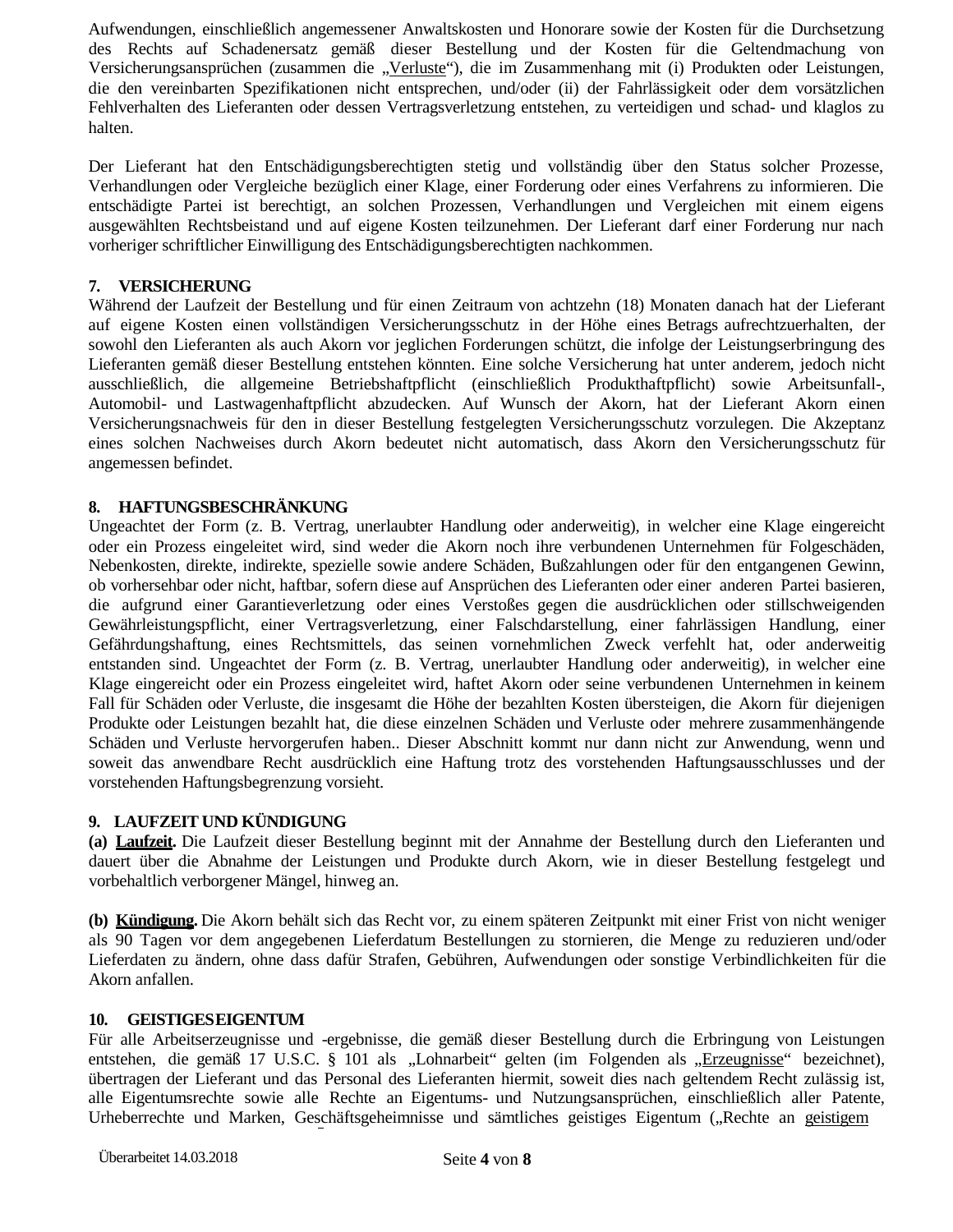Aufwendungen, einschließlich angemessener Anwaltskosten und Honorare sowie der Kosten für die Durchsetzung des Rechts auf Schadenersatz gemäß dieser Bestellung und der Kosten für die Geltendmachung von Versicherungsansprüchen (zusammen die „Verluste“), die im Zusammenhang mit (i) Produkten oder Leistungen, die den vereinbarten Spezifikationen nicht entsprechen, und/oder (ii) der Fahrlässigkeit oder dem vorsätzlichen Fehlverhalten des Lieferanten oder dessen Vertragsverletzung entstehen, zu verteidigen und schad- und klaglos zu halten.

Der Lieferant hat den Entschädigungsberechtigten stetig und vollständig über den Status solcher Prozesse, Verhandlungen oder Vergleiche bezüglich einer Klage, einer Forderung oder eines Verfahrens zu informieren. Die entschädigte Partei ist berechtigt, an solchen Prozessen, Verhandlungen und Vergleichen mit einem eigens ausgewählten Rechtsbeistand und auf eigene Kosten teilzunehmen. Der Lieferant darf einer Forderung nur nach vorheriger schriftlicher Einwilligung des Entschädigungsberechtigten nachkommen.

**7. VERSICHERUNG**

Während der Laufzeit der Bestellung und für einen Zeitraum von achtzehn (18) Monaten danach hat der Lieferant auf eigene Kosten einen vollständigen Versicherungsschutz in der Höhe eines Betrags aufrechtzuerhalten, der sowohl den Lieferanten als auch Akorn vor jeglichen Forderungen schützt, die infolge der Leistungserbringung des Lieferanten gemäß dieser Bestellung entstehen könnten. Eine solche Versicherung hat unter anderem, jedoch nicht ausschließlich, die allgemeine Betriebshaftpflicht (einschließlich Produkthaftpflicht) sowie Arbeitsunfall-, Automobil- und Lastwagenhaftpflicht abzudecken. Auf Wunsch der Akorn, hat der Lieferant Akorn einen Versicherungsnachweis für den in dieser Bestellung festgelegten Versicherungsschutz vorzulegen. Die Akzeptanz eines solchen Nachweises durch Akorn bedeutet nicht automatisch, dass Akorn den Versicherungsschutz für angemessen befindet.

**8. HAFTUNGSBESCHRÄNKUNG**

Ungeachtet der Form (z. B. Vertrag, unerlaubter Handlung oder anderweitig), in welcher eine Klage eingereicht oder ein Prozess eingeleitet wird, sind weder die Akorn noch ihre verbundenen Unternehmen für Folgeschäden, Nebenkosten, direkte, indirekte, spezielle sowie andere Schäden, Bußzahlungen oder für den entgangenen Gewinn, ob vorhersehbar oder nicht, haftbar, sofern diese auf Ansprüchen des Lieferanten oder einer anderen Partei basieren, die aufgrund einer Garantieverletzung oder eines Verstoßes gegen die ausdrücklichen oder stillschweigenden Gewährleistungspflicht, einer Vertragsverletzung, einer Falschdarstellung, einer fahrlässigen Handlung, einer Gefährdungshaftung, eines Rechtsmittels, das seinen vornehmlichen Zweck verfehlt hat, oder anderweitig entstanden sind. Ungeachtet der Form (z. B. Vertrag, unerlaubter Handlung oder anderweitig), in welcher eine Klage eingereicht oder ein Prozess eingeleitet wird, haftet Akorn oder seine verbundenen Unternehmen in keinem Fall für Schäden oder Verluste, die insgesamt die Höhe der bezahlten Kosten übersteigen, die Akorn für diejenigen Produkte oder Leistungen bezahlt hat, die diese einzelnen Schäden und Verluste oder mehrere zusammenhängende Schäden und Verluste hervorgerufen haben.. Dieser Abschnitt kommt nur dann nicht zur Anwendung, wenn und soweit das anwendbare Recht ausdrücklich eine Haftung trotz des vorstehenden Haftungsausschlusses und der vorstehenden Haftungsbegrenzung vorsieht.

**9. LAUFZEIT UND KÜNDIGUNG**

**(a) Laufzeit.** Die Laufzeit dieser Bestellung beginnt mit der Annahme der Bestellung durch den Lieferanten und dauert über die Abnahme der Leistungen und Produkte durch Akorn, wie in dieser Bestellung festgelegt und vorbehaltlich verborgener Mängel, hinweg an.

**(b) Kündigung.** Die Akorn behält sich das Recht vor, zu einem späteren Zeitpunkt mit einer Frist von nicht weniger als 90 Tagen vor dem angegebenen Lieferdatum Bestellungen zu stornieren, die Menge zu reduzieren und/oder Lieferdaten zu ändern, ohne dass dafür Strafen, Gebühren, Aufwendungen oder sonstige Verbindlichkeiten für die Akorn anfallen.

**10. GEISTIGES EIGENTUM**

Für alle Arbeitserzeugnisse und -ergebnisse, die gemäß dieser Bestellung durch die Erbringung von Leistungen entstehen, die gemäß 17 U.S.C. § 101 als „Lohnarbeit“ gelten (im Folgenden als „Erzeugnisse“ bezeichnet), übertragen der Lieferant und das Personal des Lieferanten hiermit, soweit dies nach geltendem Recht zulässig ist, alle Eigentumsrechte sowie alle Rechte an Eigentums- und Nutzungsansprüchen, einschließlich aller Patente, Urheberrechte und Marken, Geschäftsgeheimnisse und sämtliches geistiges Eigentum („Rechte an geistigem

Überarbeitet 14.03.2018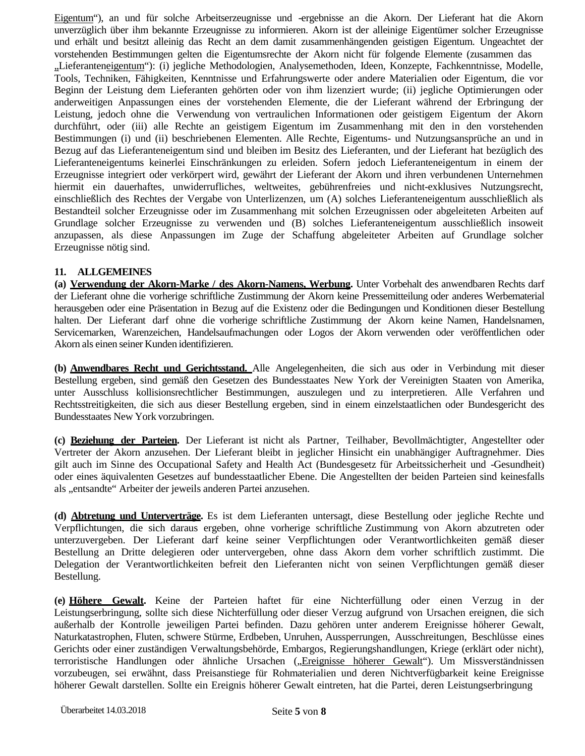Eigentum“), an und für solche Arbeitserzeugnisse und -ergebnisse an die Akorn. Der Lieferant hat die Akorn unverzüglich über ihm bekannte Erzeugnisse zu informieren. Akorn ist der alleinige Eigentümer solcher Erzeugnisse und erhält und besitzt alleinig das Recht an dem damit zusammenhängenden geistigen Eigentum. Ungeachtet der vorstehenden Bestimmungen gelten die Eigentumsrechte der Akorn nicht für folgende Elemente (zusammen das „Lieferanteneigentum“): (i) jegliche Methodologien, Analysemethoden, Ideen, Konzepte, Fachkenntnisse, Modelle, Tools, Techniken, Fähigkeiten, Kenntnisse und Erfahrungswerte oder andere Materialien oder Eigentum, die vor Beginn der Leistung dem Lieferanten gehörten oder von ihm lizenziert wurde; (ii) jegliche Optimierungen oder anderweitigen Anpassungen eines der vorstehenden Elemente, die der Lieferant während der Erbringung der Leistung, jedoch ohne die Verwendung von vertraulichen Informationen oder geistigem Eigentum der Akorn durchführt, oder (iii) alle Rechte an geistigem Eigentum im Zusammenhang mit den in den vorstehenden Bestimmungen (i) und (ii) beschriebenen Elementen. Alle Rechte, Eigentums- und Nutzungsansprüche an und in Bezug auf das Lieferanteneigentum sind und bleiben im Besitz des Lieferanten, und der Lieferant hat bezüglich des Lieferanteneigentums keinerlei Einschränkungen zu erleiden. Sofern jedoch Lieferanteneigentum in einem der Erzeugnisse integriert oder verkörpert wird, gewährt der Lieferant der Akorn und ihren verbundenen Unternehmen hiermit ein dauerhaftes, unwiderrufliches, weltweites, gebührenfreies und nicht-exklusives Nutzungsrecht, einschließlich des Rechtes der Vergabe von Unterlizenzen, um (A) solches Lieferanteneigentum ausschließlich als Bestandteil solcher Erzeugnisse oder im Zusammenhang mit solchen Erzeugnissen oder abgeleiteten Arbeiten auf Grundlage solcher Erzeugnisse zu verwenden und (B) solches Lieferanteneigentum ausschließlich insoweit anzupassen, als diese Anpassungen im Zuge der Schaffung abgeleiteter Arbeiten auf Grundlage solcher Erzeugnisse nötig sind.

## 11. ALLGEMEINES

**(a) Verwendung der Akorn-Marke / des Akorn-Namens, Werbung.** Unter Vorbehalt des anwendbaren Rechts darf der Lieferant ohne die vorherige schriftliche Zustimmung der Akorn keine Pressemitteilung oder anderes Werbematerial herausgeben oder eine Präsentation in Bezug auf die Existenz oder die Bedingungen und Konditionen dieser Bestellung halten. Der Lieferant darf ohne die vorherige schriftliche Zustimmung der Akorn keine Namen, Handelsnamen, Servicemarken, Warenzeichen, Handelsaufmachungen oder Logos der Akorn verwenden oder veröffentlichen oder Akorn als einen seiner Kunden identifizieren.

**(b) Anwendbares Recht und Gerichtsstand.** Alle Angelegenheiten, die sich aus oder in Verbindung mit dieser Bestellung ergeben, sind gemäß den Gesetzen des Bundesstaates New York der Vereinigten Staaten von Amerika, unter Ausschluss kollisionsrechtlicher Bestimmungen, auszulegen und zu interpretieren. Alle Verfahren und Rechtsstreitigkeiten, die sich aus dieser Bestellung ergeben, sind in einem einzelstaatlichen oder Bundesgericht des Bundesstaates New York vorzubringen.

**(c) Beziehung der Parteien.** Der Lieferant ist nicht als Partner, Teilhaber, Bevollmächtigter, Angestellter oder Vertreter der Akorn anzusehen. Der Lieferant bleibt in jeglicher Hinsicht ein unabhängiger Auftragnehmer. Dies gilt auch im Sinne des Occupational Safety and Health Act (Bundesgesetz für Arbeitssicherheit und -Gesundheit) oder eines äquivalenten Gesetzes auf bundesstaatlicher Ebene. Die Angestellten der beiden Parteien sind keinesfalls als „entsandte“ Arbeiter der jeweils anderen Partei anzusehen.

**(d) Abtretung und Unterverträge.** Es ist dem Lieferanten untersagt, diese Bestellung oder jegliche Rechte und Verpflichtungen, die sich daraus ergeben, ohne vorherige schriftliche Zustimmung von Akorn abzutreten oder unterzuvergeben. Der Lieferant darf keine seiner Verpflichtungen oder Verantwortlichkeiten gemäß dieser Bestellung an Dritte delegieren oder untervergeben, ohne dass Akorn dem vorher schriftlich zustimmt. Die Delegation der Verantwortlichkeiten befreit den Lieferanten nicht von seinen Verpflichtungen gemäß dieser Bestellung.

**(e) Höhere Gewalt.** Keine der Parteien haftet für eine Nichterfüllung oder einen Verzug in der Leistungserbringung, sollte sich diese Nichterfüllung oder dieser Verzug aufgrund von Ursachen ereignen, die sich außerhalb der Kontrolle jeweiligen Partei befinden. Dazu gehören unter anderem Ereignisse höherer Gewalt, Naturkatastrophen, Fluten, schwere Stürme, Erdbeben, Unruhen, Aussperrungen, Ausschreitungen, Beschlüsse eines Gerichts oder einer zuständigen Verwaltungsbehörde, Embargos, Regierungshandlungen, Kriege (erklärt oder nicht), terroristische Handlungen oder ähnliche Ursachen („Ereignisse höherer Gewalt“). Um Missverständnissen vorzubeugen, sei erwähnt, dass Preisanstiege für Rohmaterialien und deren Nichtverfügbarkeit keine Ereignisse höherer Gewalt darstellen. Sollte ein Ereignis höherer Gewalt eintreten, hat die Partei, deren Leistungserbringung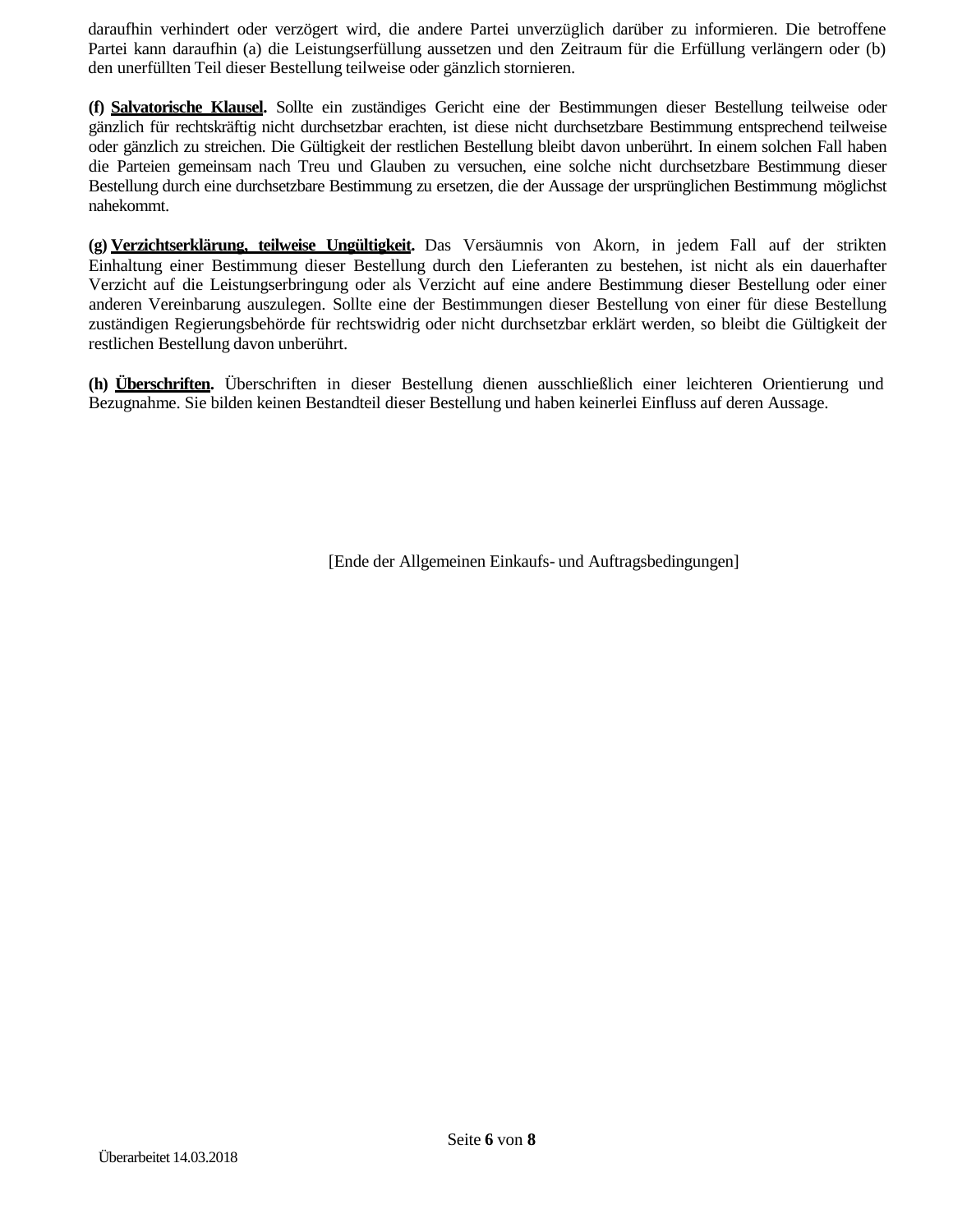daraufhin verhindert oder verzögert wird, die andere Partei unverzüglich darüber zu informieren. Die betroffene Partei kann daraufhin (a) die Leistungserfüllung aussetzen und den Zeitraum für die Erfüllung verlängern oder (b) den unerfüllten Teil dieser Bestellung teilweise oder gänzlich stornieren.

**(f) Salvatorische Klausel.** Sollte ein zuständiges Gericht eine der Bestimmungen dieser Bestellung teilweise oder gänzlich für rechtskräftig nicht durchsetzbar erachten, ist diese nicht durchsetzbare Bestimmung entsprechend teilweise oder gänzlich zu streichen. Die Gültigkeit der restlichen Bestellung bleibt davon unberührt. In einem solchen Fall haben die Parteien gemeinsam nach Treu und Glauben zu versuchen, eine solche nicht durchsetzbare Bestimmung dieser Bestellung durch eine durchsetzbare Bestimmung zu ersetzen, die der Aussage der ursprünglichen Bestimmung möglichst nahekommt.

**(g) Verzichtserklärung, teilweise Ungültigkeit.** Das Versäumnis von Akorn, in jedem Fall auf der strikten Einhaltung einer Bestimmung dieser Bestellung durch den Lieferanten zu bestehen, ist nicht als ein dauerhafter Verzicht auf die Leistungserbringung oder als Verzicht auf eine andere Bestimmung dieser Bestellung oder einer anderen Vereinbarung auszulegen. Sollte eine der Bestimmungen dieser Bestellung von einer für diese Bestellung zuständigen Regierungsbehörde für rechtswidrig oder nicht durchsetzbar erklärt werden, so bleibt die Gültigkeit der restlichen Bestellung davon unberührt.

**(h) Überschriften.** Überschriften in dieser Bestellung dienen ausschließlich einer leichteren Orientierung und Bezugnahme. Sie bilden keinen Bestandteil dieser Bestellung und haben keinerlei Einfluss auf deren Aussage.

[Ende der Allgemeinen Einkaufs- und Auftragsbedingungen]

Überarbeitet 14.03.2018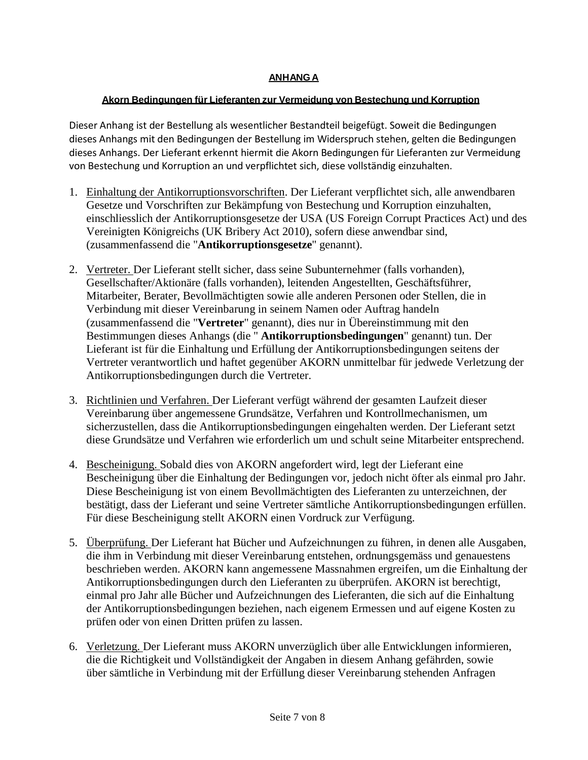**ANHANG A**

**Akorn Bedingungen für Lieferanten zur Vermeidung von Bestechung und Korruption**

Dieser Anhang ist der Bestellung als wesentlicher Bestandteil beigefügt. Soweit die Bedingungen dieses Anhangs mit den Bedingungen der Bestellung im Widerspruch stehen, gelten die Bedingungen dieses Anhangs. Der Lieferant erkennt hiermit die Akorn Bedingungen für Lieferanten zur Vermeidung von Bestechung und Korruption an und verpflichtet sich, diese vollständig einzuhalten.

1. Einhaltung der Antikorruptionsvorschriften. Der Lieferant verpflichtet sich, alle anwendbaren Gesetze und Vorschriften zur Bekämpfung von Bestechung und Korruption einzuhalten, einschliesslich der Antikorruptionsgesetze der USA (US Foreign Corrupt Practices Act) und des Vereinigten Königreichs (UK Bribery Act 2010), sofern diese anwendbar sind, (zusammenfassend die "**Antikorruptionsgesetze**" genannt).

2. Vertreter. Der Lieferant stellt sicher, dass seine Subunternehmer (falls vorhanden), Gesellschafter/Aktionäre (falls vorhanden), leitenden Angestellten, Geschäftsführer, Mitarbeiter, Berater, Bevollmächtigten sowie alle anderen Personen oder Stellen, die in Verbindung mit dieser Vereinbarung in seinem Namen oder Auftrag handeln (zusammenfassend die "**Vertreter**" genannt), dies nur in Übereinstimmung mit den Bestimmungen dieses Anhangs (die " **Antikorruptionsbedingungen**" genannt) tun. Der Lieferant ist für die Einhaltung und Erfüllung der Antikorruptionsbedingungen seitens der Vertreter verantwortlich und haftet gegenüber AKORN unmittelbar für jedwede Verletzung der Antikorruptionsbedingungen durch die Vertreter.

3. Richtlinien und Verfahren. Der Lieferant verfügt während der gesamten Laufzeit dieser Vereinbarung über angemessene Grundsätze, Verfahren und Kontrollmechanismen, um sicherzustellen, dass die Antikorruptionsbedingungen eingehalten werden. Der Lieferant setzt diese Grundsätze und Verfahren wie erforderlich um und schult seine Mitarbeiter entsprechend.

4. Bescheinigung. Sobald dies von AKORN angefordert wird, legt der Lieferant eine Bescheinigung über die Einhaltung der Bedingungen vor, jedoch nicht öfter als einmal pro Jahr. Diese Bescheinigung ist von einem Bevollmächtigten des Lieferanten zu unterzeichnen, der bestätigt, dass der Lieferant und seine Vertreter sämtliche Antikorruptionsbedingungen erfüllen. Für diese Bescheinigung stellt AKORN einen Vordruck zur Verfügung.

5. Überprüfung. Der Lieferant hat Bücher und Aufzeichnungen zu führen, in denen alle Ausgaben, die ihm in Verbindung mit dieser Vereinbarung entstehen, ordnungsgemäss und genauestens beschrieben werden. AKORN kann angemessene Massnahmen ergreifen, um die Einhaltung der Antikorruptionsbedingungen durch den Lieferanten zu überprüfen. AKORN ist berechtigt, einmal pro Jahr alle Bücher und Aufzeichnungen des Lieferanten, die sich auf die Einhaltung der Antikorruptionsbedingungen beziehen, nach eigenem Ermessen und auf eigene Kosten zu prüfen oder von einen Dritten prüfen zu lassen.

6. Verletzung. Der Lieferant muss AKORN unverzüglich über alle Entwicklungen informieren, die die Richtigkeit und Vollständigkeit der Angaben in diesem Anhang gefährden, sowie über sämtliche in Verbindung mit der Erfüllung dieser Vereinbarung stehenden Anfragen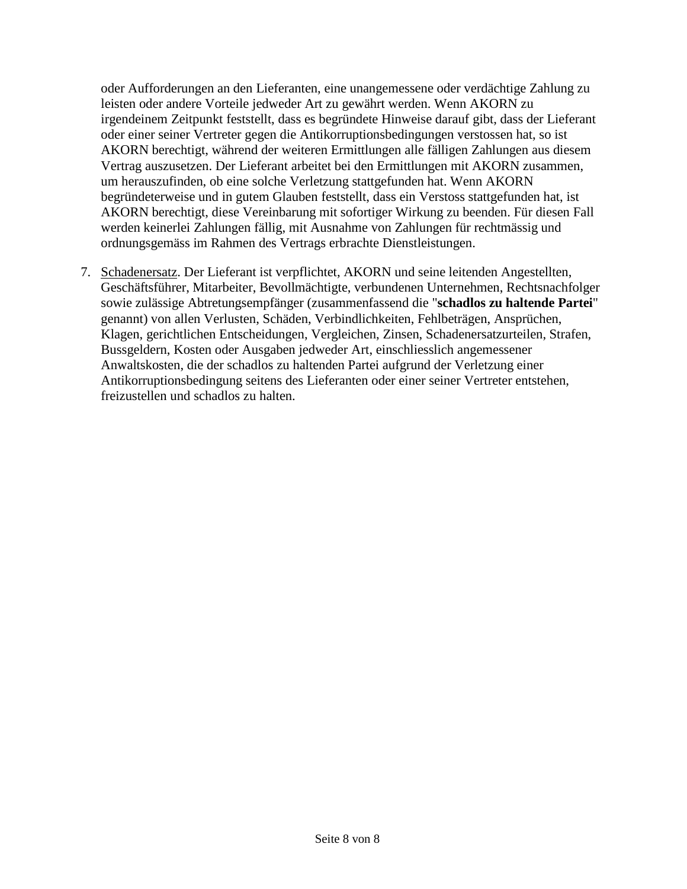oder Aufforderungen an den Lieferanten, eine unangemessene oder verdächtige Zahlung zu leisten oder andere Vorteile jedweder Art zu gewährt werden. Wenn AKORN zu irgendeinem Zeitpunkt feststellt, dass es begründete Hinweise darauf gibt, dass der Lieferant oder einer seiner Vertreter gegen die Antikorruptionsbedingungen verstossen hat, so ist AKORN berechtigt, während der weiteren Ermittlungen alle fälligen Zahlungen aus diesem Vertrag auszusetzen. Der Lieferant arbeitet bei den Ermittlungen mit AKORN zusammen, um herauszufinden, ob eine solche Verletzung stattgefunden hat. Wenn AKORN begründeterweise und in gutem Glauben feststellt, dass ein Verstoss stattgefunden hat, ist AKORN berechtigt, diese Vereinbarung mit sofortiger Wirkung zu beenden. Für diesen Fall werden keinerlei Zahlungen fällig, mit Ausnahme von Zahlungen für rechtmässig und ordnungsgemäss im Rahmen des Vertrags erbrachte Dienstleistungen.

7. Schadenersatz. Der Lieferant ist verpflichtet, AKORN und seine leitenden Angestellten, Geschäftsführer, Mitarbeiter, Bevollmächtigte, verbundenen Unternehmen, Rechtsnachfolger sowie zulässige Abtretungsempfänger (zusammenfassend die "**schadlos zu haltende Partei**" genannt) von allen Verlusten, Schäden, Verbindlichkeiten, Fehlbeträgen, Ansprüchen, Klagen, gerichtlichen Entscheidungen, Vergleichen, Zinsen, Schadenersatzurteilen, Strafen, Bussgeldern, Kosten oder Ausgaben jedweder Art, einschliesslich angemessener Anwaltskosten, die der schadlos zu haltenden Partei aufgrund der Verletzung einer Antikorruptionsbedingung seitens des Lieferanten oder einer seiner Vertreter entstehen, freizustellen und schadlos zu halten.